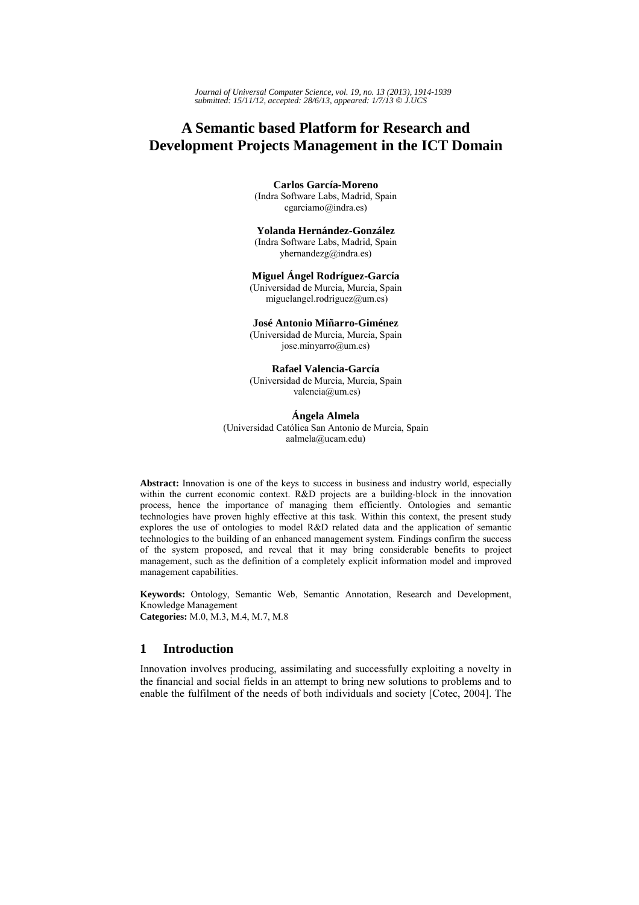*Journal of Universal Computer Science, vol. 19, no. 13 (2013), 1914-1939*
*submitted: 15/11/12, accepted: 28/6/13, appeared: 1/7/13 © J.UCS*

# A Semantic based Platform for Research and Development Projects Management in the ICT Domain

**Carlos García-Moreno**
(Indra Software Labs, Madrid, Spain
cgarciamo@indra.es)

**Yolanda Hernández-González**
(Indra Software Labs, Madrid, Spain
yhernandezg@indra.es)

**Miguel Ángel Rodríguez-García**
(Universidad de Murcia, Murcia, Spain
miguelangel.rodriguez@um.es)

**José Antonio Miñarro-Giménez**
(Universidad de Murcia, Murcia, Spain
jose.minyarro@um.es)

**Rafael Valencia-García**
(Universidad de Murcia, Murcia, Spain
valencia@um.es)

**Ángela Almela**
(Universidad Católica San Antonio de Murcia, Spain
aalmela@ucam.edu)

**Abstract:** Innovation is one of the keys to success in business and industry world, especially within the current economic context. R&D projects are a building-block in the innovation process, hence the importance of managing them efficiently. Ontologies and semantic technologies have proven highly effective at this task. Within this context, the present study explores the use of ontologies to model R&D related data and the application of semantic technologies to the building of an enhanced management system. Findings confirm the success of the system proposed, and reveal that it may bring considerable benefits to project management, such as the definition of a completely explicit information model and improved management capabilities.

**Keywords:** Ontology, Semantic Web, Semantic Annotation, Research and Development, Knowledge Management
**Categories:** M.0, M.3, M.4, M.7, M.8

## 1 Introduction

Innovation involves producing, assimilating and successfully exploiting a novelty in the financial and social fields in an attempt to bring new solutions to problems and to enable the fulfilment of the needs of both individuals and society [Cotec, 2004]. The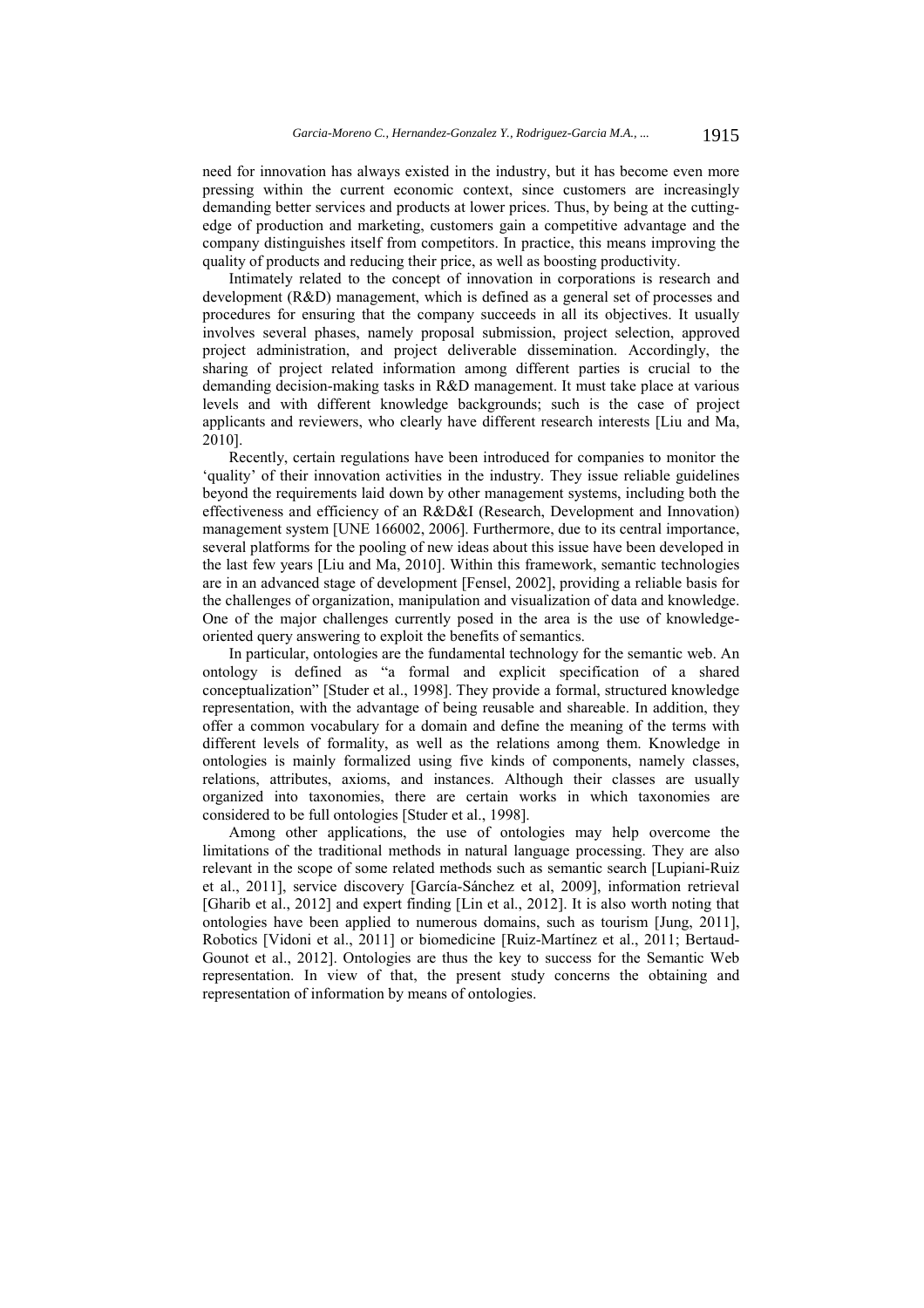need for innovation has always existed in the industry, but it has become even more pressing within the current economic context, since customers are increasingly demanding better services and products at lower prices. Thus, by being at the cutting-edge of production and marketing, customers gain a competitive advantage and the company distinguishes itself from competitors. In practice, this means improving the quality of products and reducing their price, as well as boosting productivity.

Intimately related to the concept of innovation in corporations is research and development (R&D) management, which is defined as a general set of processes and procedures for ensuring that the company succeeds in all its objectives. It usually involves several phases, namely proposal submission, project selection, approved project administration, and project deliverable dissemination. Accordingly, the sharing of project related information among different parties is crucial to the demanding decision-making tasks in R&D management. It must take place at various levels and with different knowledge backgrounds; such is the case of project applicants and reviewers, who clearly have different research interests [Liu and Ma, 2010].

Recently, certain regulations have been introduced for companies to monitor the 'quality' of their innovation activities in the industry. They issue reliable guidelines beyond the requirements laid down by other management systems, including both the effectiveness and efficiency of an R&D&I (Research, Development and Innovation) management system [UNE 166002, 2006]. Furthermore, due to its central importance, several platforms for the pooling of new ideas about this issue have been developed in the last few years [Liu and Ma, 2010]. Within this framework, semantic technologies are in an advanced stage of development [Fensel, 2002], providing a reliable basis for the challenges of organization, manipulation and visualization of data and knowledge. One of the major challenges currently posed in the area is the use of knowledge-oriented query answering to exploit the benefits of semantics.

In particular, ontologies are the fundamental technology for the semantic web. An ontology is defined as "a formal and explicit specification of a shared conceptualization" [Studer et al., 1998]. They provide a formal, structured knowledge representation, with the advantage of being reusable and shareable. In addition, they offer a common vocabulary for a domain and define the meaning of the terms with different levels of formality, as well as the relations among them. Knowledge in ontologies is mainly formalized using five kinds of components, namely classes, relations, attributes, axioms, and instances. Although their classes are usually organized into taxonomies, there are certain works in which taxonomies are considered to be full ontologies [Studer et al., 1998].

Among other applications, the use of ontologies may help overcome the limitations of the traditional methods in natural language processing. They are also relevant in the scope of some related methods such as semantic search [Lupiani-Ruiz et al., 2011], service discovery [García-Sánchez et al, 2009], information retrieval [Gharib et al., 2012] and expert finding [Lin et al., 2012]. It is also worth noting that ontologies have been applied to numerous domains, such as tourism [Jung, 2011], Robotics [Vidoni et al., 2011] or biomedicine [Ruiz-Martínez et al., 2011; Bertaud-Gounot et al., 2012]. Ontologies are thus the key to success for the Semantic Web representation. In view of that, the present study concerns the obtaining and representation of information by means of ontologies.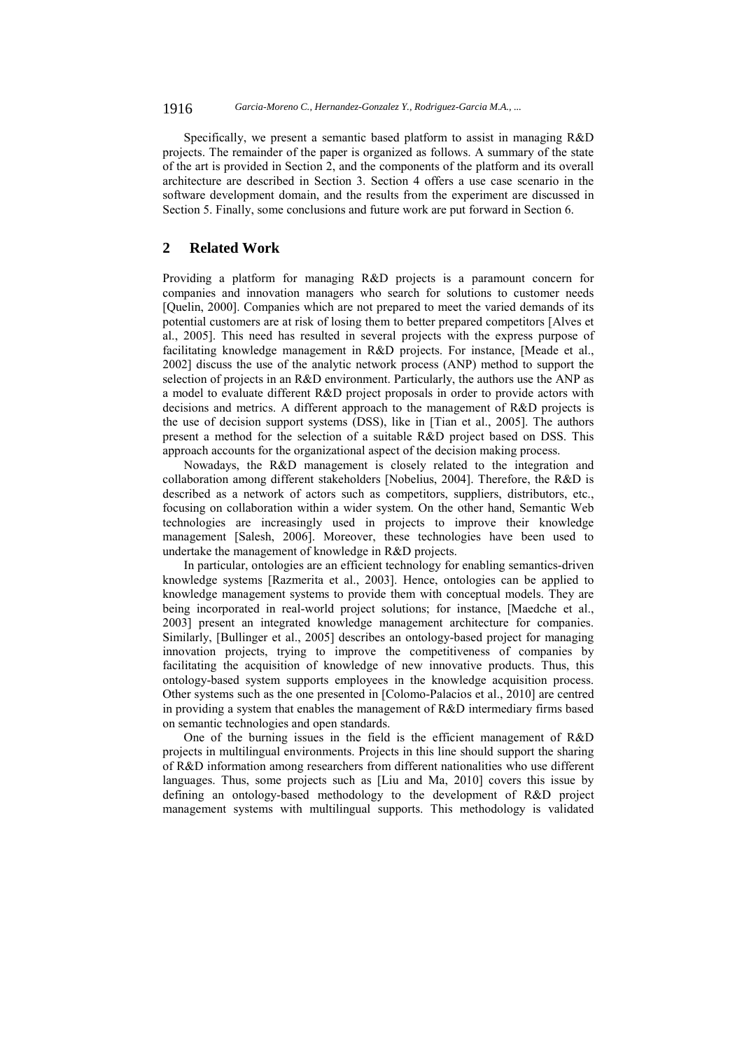Specifically, we present a semantic based platform to assist in managing R&D projects. The remainder of the paper is organized as follows. A summary of the state of the art is provided in Section 2, and the components of the platform and its overall architecture are described in Section 3. Section 4 offers a use case scenario in the software development domain, and the results from the experiment are discussed in Section 5. Finally, some conclusions and future work are put forward in Section 6.

## 2 Related Work

Providing a platform for managing R&D projects is a paramount concern for companies and innovation managers who search for solutions to customer needs [Quelin, 2000]. Companies which are not prepared to meet the varied demands of its potential customers are at risk of losing them to better prepared competitors [Alves et al., 2005]. This need has resulted in several projects with the express purpose of facilitating knowledge management in R&D projects. For instance, [Meade et al., 2002] discuss the use of the analytic network process (ANP) method to support the selection of projects in an R&D environment. Particularly, the authors use the ANP as a model to evaluate different R&D project proposals in order to provide actors with decisions and metrics. A different approach to the management of R&D projects is the use of decision support systems (DSS), like in [Tian et al., 2005]. The authors present a method for the selection of a suitable R&D project based on DSS. This approach accounts for the organizational aspect of the decision making process.

Nowadays, the R&D management is closely related to the integration and collaboration among different stakeholders [Nobelius, 2004]. Therefore, the R&D is described as a network of actors such as competitors, suppliers, distributors, etc., focusing on collaboration within a wider system. On the other hand, Semantic Web technologies are increasingly used in projects to improve their knowledge management [Salesh, 2006]. Moreover, these technologies have been used to undertake the management of knowledge in R&D projects.

In particular, ontologies are an efficient technology for enabling semantics-driven knowledge systems [Razmerita et al., 2003]. Hence, ontologies can be applied to knowledge management systems to provide them with conceptual models. They are being incorporated in real-world project solutions; for instance, [Maedche et al., 2003] present an integrated knowledge management architecture for companies. Similarly, [Bullinger et al., 2005] describes an ontology-based project for managing innovation projects, trying to improve the competitiveness of companies by facilitating the acquisition of knowledge of new innovative products. Thus, this ontology-based system supports employees in the knowledge acquisition process. Other systems such as the one presented in [Colomo-Palacios et al., 2010] are centred in providing a system that enables the management of R&D intermediary firms based on semantic technologies and open standards.

One of the burning issues in the field is the efficient management of R&D projects in multilingual environments. Projects in this line should support the sharing of R&D information among researchers from different nationalities who use different languages. Thus, some projects such as [Liu and Ma, 2010] covers this issue by defining an ontology-based methodology to the development of R&D project management systems with multilingual supports. This methodology is validated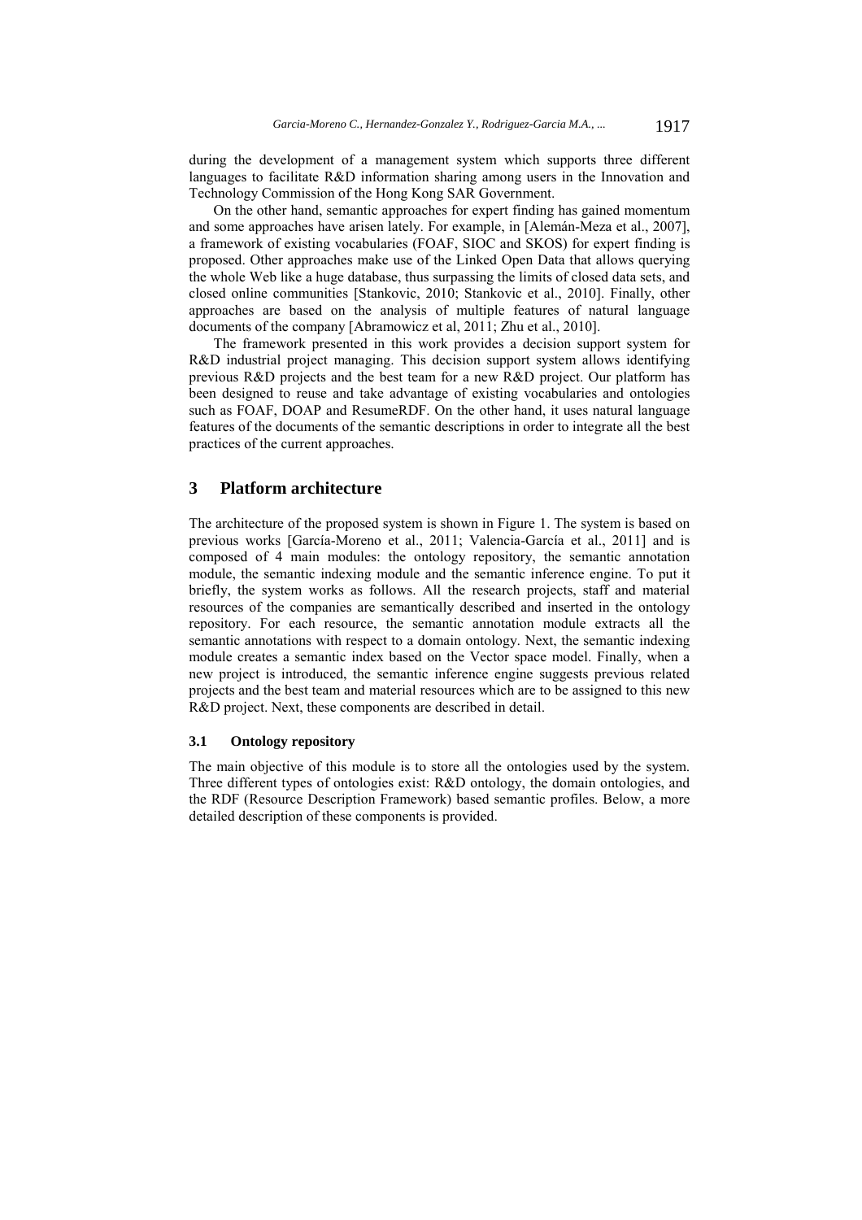during the development of a management system which supports three different languages to facilitate R&D information sharing among users in the Innovation and Technology Commission of the Hong Kong SAR Government.

On the other hand, semantic approaches for expert finding has gained momentum and some approaches have arisen lately. For example, in [Alemán-Meza et al., 2007], a framework of existing vocabularies (FOAF, SIOC and SKOS) for expert finding is proposed. Other approaches make use of the Linked Open Data that allows querying the whole Web like a huge database, thus surpassing the limits of closed data sets, and closed online communities [Stankovic, 2010; Stankovic et al., 2010]. Finally, other approaches are based on the analysis of multiple features of natural language documents of the company [Abramowicz et al, 2011; Zhu et al., 2010].

The framework presented in this work provides a decision support system for R&D industrial project managing. This decision support system allows identifying previous R&D projects and the best team for a new R&D project. Our platform has been designed to reuse and take advantage of existing vocabularies and ontologies such as FOAF, DOAP and ResumeRDF. On the other hand, it uses natural language features of the documents of the semantic descriptions in order to integrate all the best practices of the current approaches.

## 3 Platform architecture

The architecture of the proposed system is shown in Figure 1. The system is based on previous works [García-Moreno et al., 2011; Valencia-García et al., 2011] and is composed of 4 main modules: the ontology repository, the semantic annotation module, the semantic indexing module and the semantic inference engine. To put it briefly, the system works as follows. All the research projects, staff and material resources of the companies are semantically described and inserted in the ontology repository. For each resource, the semantic annotation module extracts all the semantic annotations with respect to a domain ontology. Next, the semantic indexing module creates a semantic index based on the Vector space model. Finally, when a new project is introduced, the semantic inference engine suggests previous related projects and the best team and material resources which are to be assigned to this new R&D project. Next, these components are described in detail.

### 3.1 Ontology repository

The main objective of this module is to store all the ontologies used by the system. Three different types of ontologies exist: R&D ontology, the domain ontologies, and the RDF (Resource Description Framework) based semantic profiles. Below, a more detailed description of these components is provided.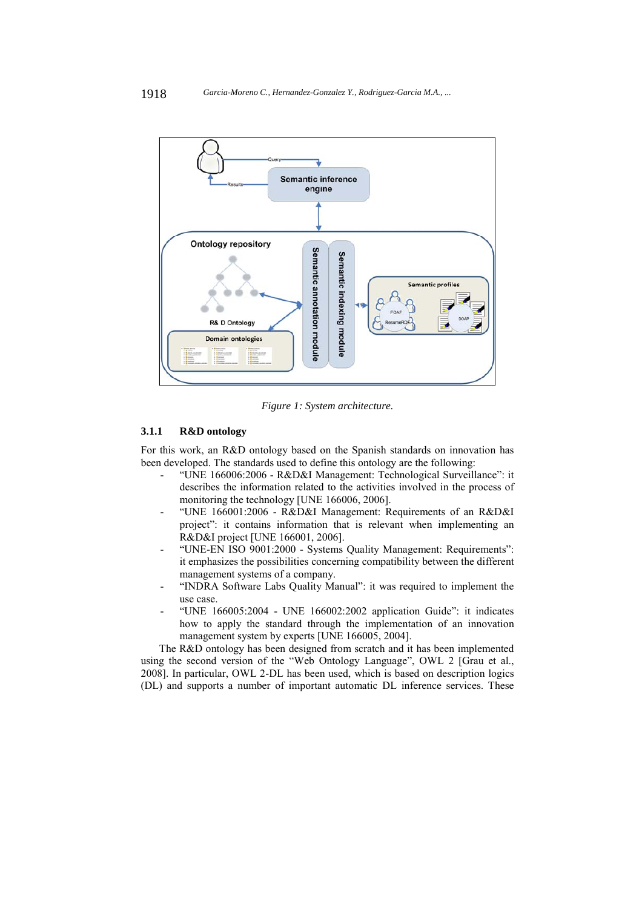Figure 1: System architecture.

### 3.1.1 R&D ontology

For this work, an R&D ontology based on the Spanish standards on innovation has been developed. The standards used to define this ontology are the following:

- "UNE 166006:2006 - R&D&I Management: Technological Surveillance": it describes the information related to the activities involved in the process of monitoring the technology [UNE 166006, 2006].
- "UNE 166001:2006 - R&D&I Management: Requirements of an R&D&I project": it contains information that is relevant when implementing an R&D&I project [UNE 166001, 2006].
- "UNE-EN ISO 9001:2000 - Systems Quality Management: Requirements": it emphasizes the possibilities concerning compatibility between the different management systems of a company.
- "INDRA Software Labs Quality Manual": it was required to implement the use case.
- "UNE 166005:2004 - UNE 166002:2002 application Guide": it indicates how to apply the standard through the implementation of an innovation management system by experts [UNE 166005, 2004].

The R&D ontology has been designed from scratch and it has been implemented using the second version of the "Web Ontology Language", OWL 2 [Grau et al., 2008]. In particular, OWL 2-DL has been used, which is based on description logics (DL) and supports a number of important automatic DL inference services. These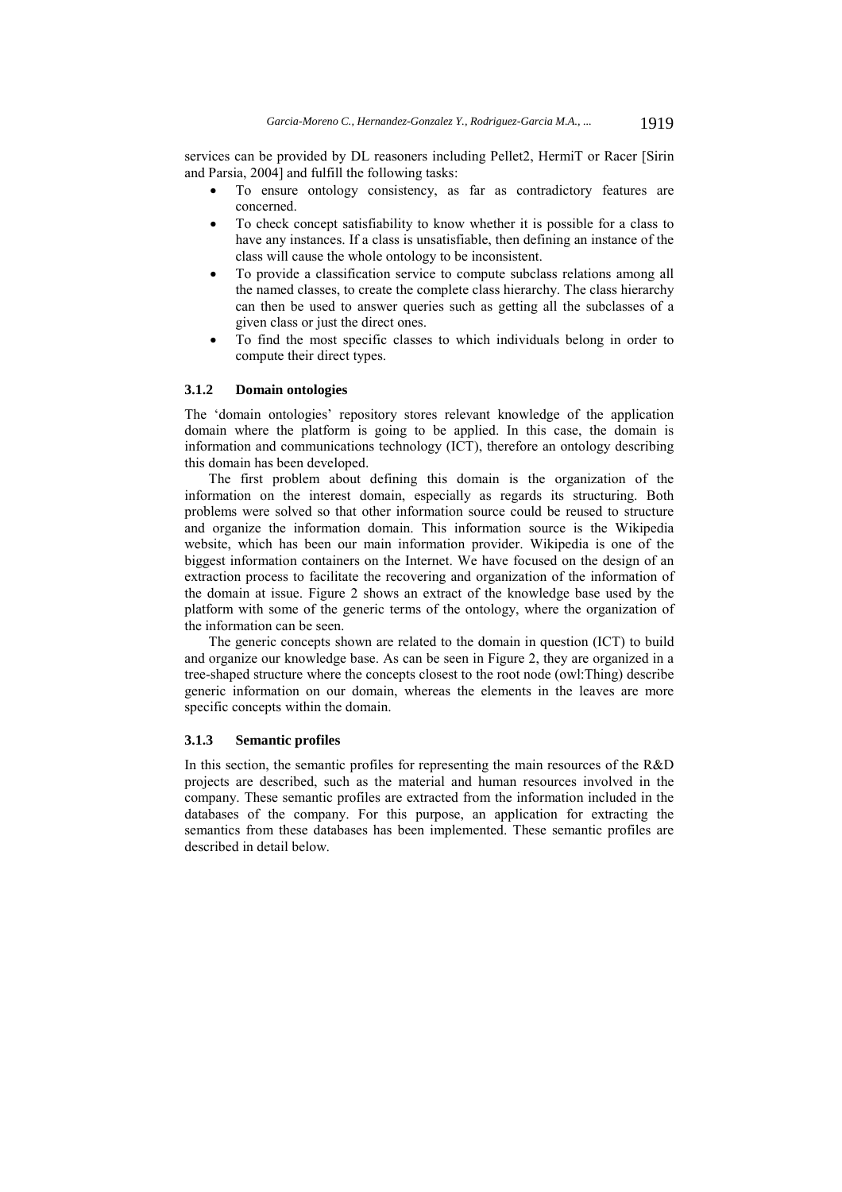services can be provided by DL reasoners including Pellet2, HermiT or Racer [Sirin and Parsia, 2004] and fulfill the following tasks:

- To ensure ontology consistency, as far as contradictory features are concerned.
- To check concept satisfiability to know whether it is possible for a class to have any instances. If a class is unsatisfiable, then defining an instance of the class will cause the whole ontology to be inconsistent.
- To provide a classification service to compute subclass relations among all the named classes, to create the complete class hierarchy. The class hierarchy can then be used to answer queries such as getting all the subclasses of a given class or just the direct ones.
- To find the most specific classes to which individuals belong in order to compute their direct types.

### 3.1.2 Domain ontologies

The 'domain ontologies' repository stores relevant knowledge of the application domain where the platform is going to be applied. In this case, the domain is information and communications technology (ICT), therefore an ontology describing this domain has been developed.

The first problem about defining this domain is the organization of the information on the interest domain, especially as regards its structuring. Both problems were solved so that other information source could be reused to structure and organize the information domain. This information source is the Wikipedia website, which has been our main information provider. Wikipedia is one of the biggest information containers on the Internet. We have focused on the design of an extraction process to facilitate the recovering and organization of the information of the domain at issue. Figure 2 shows an extract of the knowledge base used by the platform with some of the generic terms of the ontology, where the organization of the information can be seen.

The generic concepts shown are related to the domain in question (ICT) to build and organize our knowledge base. As can be seen in Figure 2, they are organized in a tree-shaped structure where the concepts closest to the root node (owl:Thing) describe generic information on our domain, whereas the elements in the leaves are more specific concepts within the domain.

### 3.1.3 Semantic profiles

In this section, the semantic profiles for representing the main resources of the R&D projects are described, such as the material and human resources involved in the company. These semantic profiles are extracted from the information included in the databases of the company. For this purpose, an application for extracting the semantics from these databases has been implemented. These semantic profiles are described in detail below.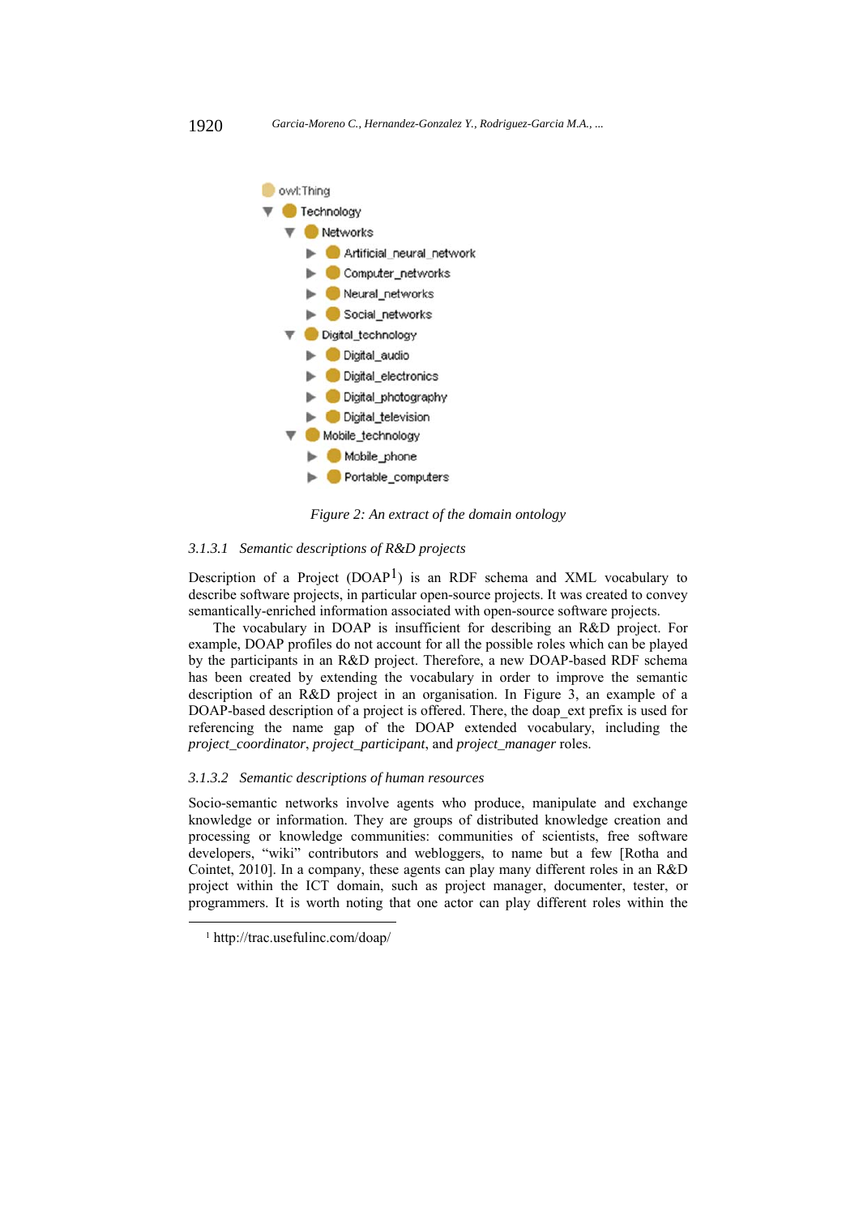- owl:Thing
  - Technology
    - Networks
      - Artificial_neural_network
      - Computer_networks
      - Neural_networks
      - Social_networks
    - Digital_technology
      - Digital_audio
      - Digital_electronics
      - Digital_photography
      - Digital_television
    - Mobile_technology
      - Mobile_phone
      - Portable_computers

*Figure 2: An extract of the domain ontology*

#### 3.1.3.1 Semantic descriptions of R&D projects

Description of a Project (DOAP[1]) is an RDF schema and XML vocabulary to describe software projects, in particular open-source projects. It was created to convey semantically-enriched information associated with open-source software projects.

The vocabulary in DOAP is insufficient for describing an R&D project. For example, DOAP profiles do not account for all the possible roles which can be played by the participants in an R&D project. Therefore, a new DOAP-based RDF schema has been created by extending the vocabulary in order to improve the semantic description of an R&D project in an organisation. In Figure 3, an example of a DOAP-based description of a project is offered. There, the doap_ext prefix is used for referencing the name gap of the DOAP extended vocabulary, including the *project_coordinator*, *project_participant*, and *project_manager* roles.

#### 3.1.3.2 Semantic descriptions of human resources

Socio-semantic networks involve agents who produce, manipulate and exchange knowledge or information. They are groups of distributed knowledge creation and processing or knowledge communities: communities of scientists, free software developers, "wiki" contributors and webloggers, to name but a few [Rotha and Cointet, 2010]. In a company, these agents can play many different roles in an R&D project within the ICT domain, such as project manager, documenter, tester, or programmers. It is worth noting that one actor can play different roles within the

[1] http://trac.usefulinc.com/doap/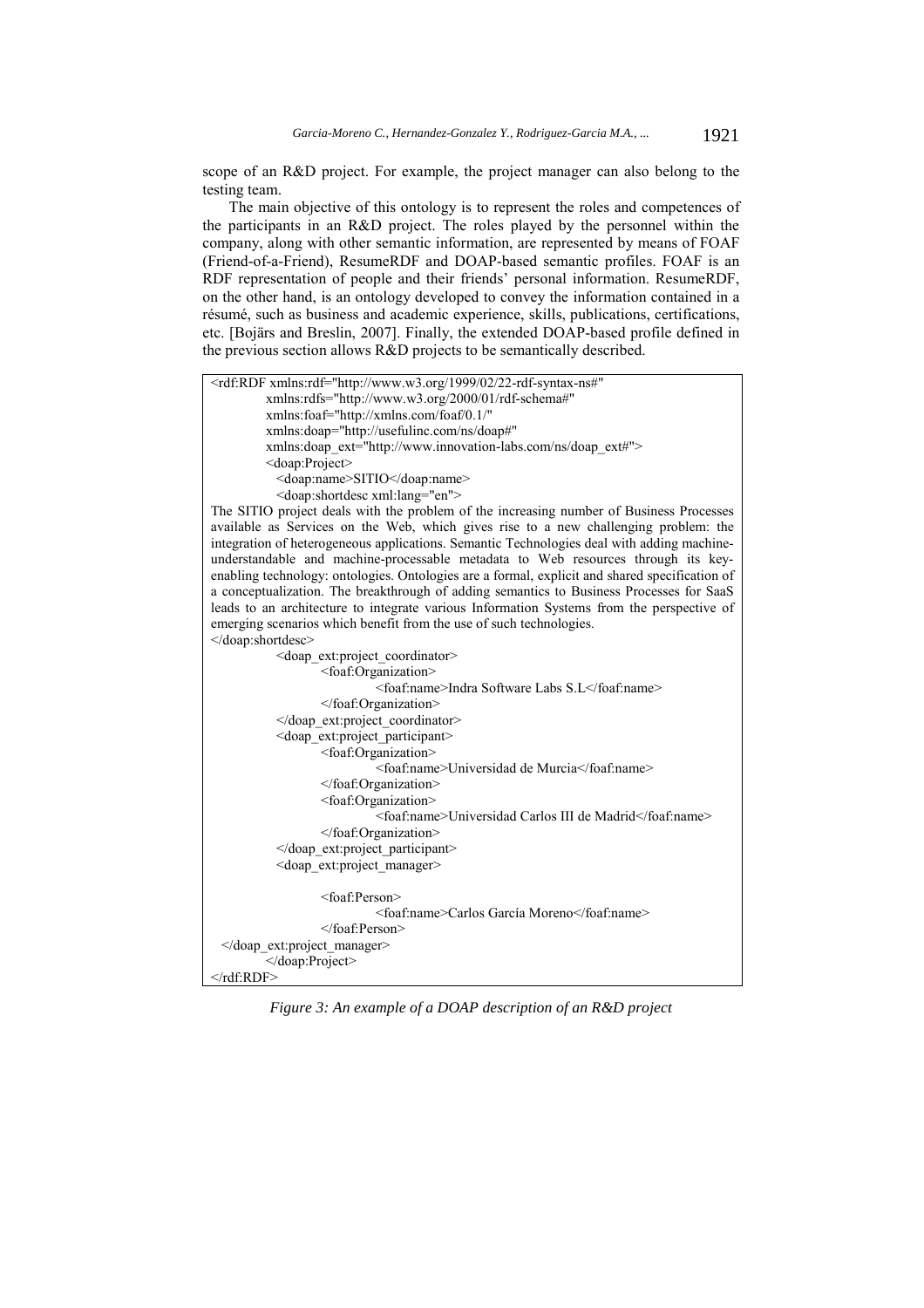scope of an R&D project. For example, the project manager can also belong to the testing team.

The main objective of this ontology is to represent the roles and competences of the participants in an R&D project. The roles played by the personnel within the company, along with other semantic information, are represented by means of FOAF (Friend-of-a-Friend), ResumeRDF and DOAP-based semantic profiles. FOAF is an RDF representation of people and their friends' personal information. ResumeRDF, on the other hand, is an ontology developed to convey the information contained in a résumé, such as business and academic experience, skills, publications, certifications, etc. [Bojärs and Breslin, 2007]. Finally, the extended DOAP-based profile defined in the previous section allows R&D projects to be semantically described.

```
<rdf:RDF xmlns:rdf="http://www.w3.org/1999/02/22-rdf-syntax-ns#"
         xmlns:rdfs="http://www.w3.org/2000/01/rdf-schema#"
         xmlns:foaf="http://xmlns.com/foaf/0.1/"
         xmlns:doap="http://usefulinc.com/ns/doap#"
         xmlns:doap_ext="http://www.innovation-labs.com/ns/doap_ext#">
         <doap:Project>
           <doap:name>SITIO</doap:name>
           <doap:shortdesc xml:lang="en">
The SITIO project deals with the problem of the increasing number of Business Processes available as Services on the Web, which gives rise to a new challenging problem: the integration of heterogeneous applications. Semantic Technologies deal with adding machine-understandable and machine-processable metadata to Web resources through its key-enabling technology: ontologies. Ontologies are a formal, explicit and shared specification of a conceptualization. The breakthrough of adding semantics to Business Processes for SaaS leads to an architecture to integrate various Information Systems from the perspective of emerging scenarios which benefit from the use of such technologies.
</doap:shortdesc>
           <doap_ext:project_coordinator>
                <foaf:Organization>
                     <foaf:name>Indra Software Labs S.L</foaf:name>
                </foaf:Organization>
           </doap_ext:project_coordinator>
           <doap_ext:project_participant>
                <foaf:Organization>
                     <foaf:name>Universidad de Murcia</foaf:name>
                </foaf:Organization>
                <foaf:Organization>
                     <foaf:name>Universidad Carlos III de Madrid</foaf:name>
                </foaf:Organization>
           </doap_ext:project_participant>
           <doap_ext:project_manager>

                <foaf:Person>
                     <foaf:name>Carlos García Moreno</foaf:name>
                </foaf:Person>
  </doap_ext:project_manager>
         </doap:Project>
</rdf:RDF>
```

*Figure 3: An example of a DOAP description of an R&D project*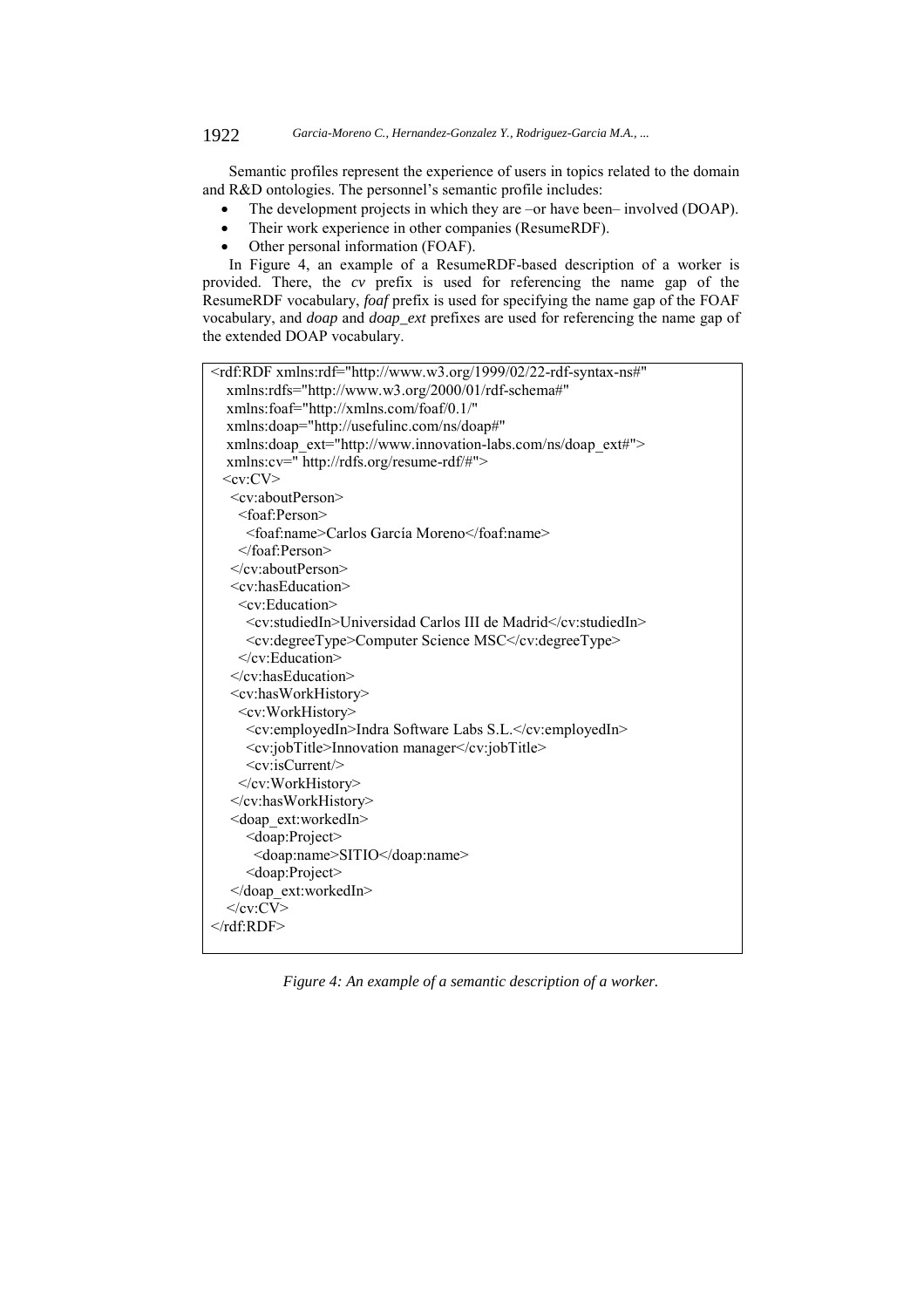Semantic profiles represent the experience of users in topics related to the domain and R&D ontologies. The personnel's semantic profile includes:

- The development projects in which they are –or have been– involved (DOAP).
- Their work experience in other companies (ResumeRDF).
- Other personal information (FOAF).

In Figure 4, an example of a ResumeRDF-based description of a worker is provided. There, the *cv* prefix is used for referencing the name gap of the ResumeRDF vocabulary, *foaf* prefix is used for specifying the name gap of the FOAF vocabulary, and *doap* and *doap_ext* prefixes are used for referencing the name gap of the extended DOAP vocabulary.

```
<rdf:RDF xmlns:rdf="http://www.w3.org/1999/02/22-rdf-syntax-ns#"
   xmlns:rdfs="http://www.w3.org/2000/01/rdf-schema#"
   xmlns:foaf="http://xmlns.com/foaf/0.1/"
   xmlns:doap="http://usefulinc.com/ns/doap#"
   xmlns:doap_ext="http://www.innovation-labs.com/ns/doap_ext#">
   xmlns:cv=" http://rdfs.org/resume-rdf/#">
  <cv:CV>
   <cv:aboutPerson>
    <foaf:Person>
     <foaf:name>Carlos García Moreno</foaf:name>
    </foaf:Person>
   </cv:aboutPerson>
   <cv:hasEducation>
    <cv:Education>
     <cv:studiedIn>Universidad Carlos III de Madrid</cv:studiedIn>
     <cv:degreeType>Computer Science MSC</cv:degreeType>
    </cv:Education>
   </cv:hasEducation>
   <cv:hasWorkHistory>
    <cv:WorkHistory>
     <cv:employedIn>Indra Software Labs S.L.</cv:employedIn>
     <cv:jobTitle>Innovation manager</cv:jobTitle>
     <cv:isCurrent/>
    </cv:WorkHistory>
   </cv:hasWorkHistory>
   <doap_ext:workedIn>
     <doap:Project>
      <doap:name>SITIO</doap:name>
     <doap:Project>
   </doap_ext:workedIn>
  </cv:CV>
</rdf:RDF>
```

*Figure 4: An example of a semantic description of a worker.*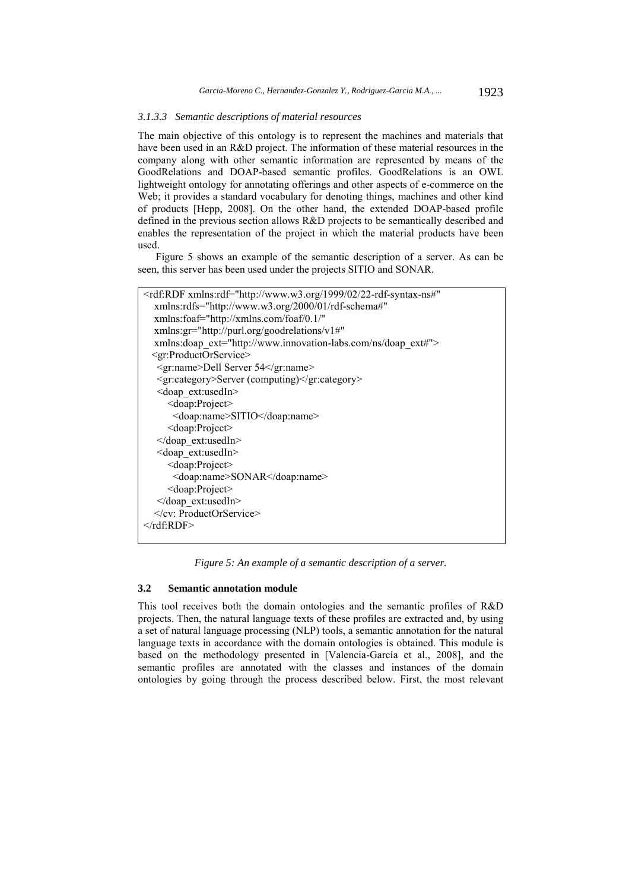#### 3.1.3.3 Semantic descriptions of material resources

The main objective of this ontology is to represent the machines and materials that have been used in an R&D project. The information of these material resources in the company along with other semantic information are represented by means of the GoodRelations and DOAP-based semantic profiles. GoodRelations is an OWL lightweight ontology for annotating offerings and other aspects of e-commerce on the Web; it provides a standard vocabulary for denoting things, machines and other kind of products [Hepp, 2008]. On the other hand, the extended DOAP-based profile defined in the previous section allows R&D projects to be semantically described and enables the representation of the project in which the material products have been used.

Figure 5 shows an example of the semantic description of a server. As can be seen, this server has been used under the projects SITIO and SONAR.

```
<rdf:RDF xmlns:rdf="http://www.w3.org/1999/02/22-rdf-syntax-ns#"
   xmlns:rdfs="http://www.w3.org/2000/01/rdf-schema#"
   xmlns:foaf="http://xmlns.com/foaf/0.1/"
   xmlns:gr="http://purl.org/goodrelations/v1#"
   xmlns:doap_ext="http://www.innovation-labs.com/ns/doap_ext#">
  <gr:ProductOrService>
   <gr:name>Dell Server 54</gr:name>
   <gr:category>Server (computing)</gr:category>
   <doap_ext:usedIn>
      <doap:Project>
        <doap:name>SITIO</doap:name>
      <doap:Project>
   </doap_ext:usedIn>
   <doap_ext:usedIn>
      <doap:Project>
        <doap:name>SONAR</doap:name>
      <doap:Project>
   </doap_ext:usedIn>
  </cv: ProductOrService>
</rdf:RDF>
```

*Figure 5: An example of a semantic description of a server.*

### 3.2 Semantic annotation module

This tool receives both the domain ontologies and the semantic profiles of R&D projects. Then, the natural language texts of these profiles are extracted and, by using a set of natural language processing (NLP) tools, a semantic annotation for the natural language texts in accordance with the domain ontologies is obtained. This module is based on the methodology presented in [Valencia-García et al., 2008], and the semantic profiles are annotated with the classes and instances of the domain ontologies by going through the process described below. First, the most relevant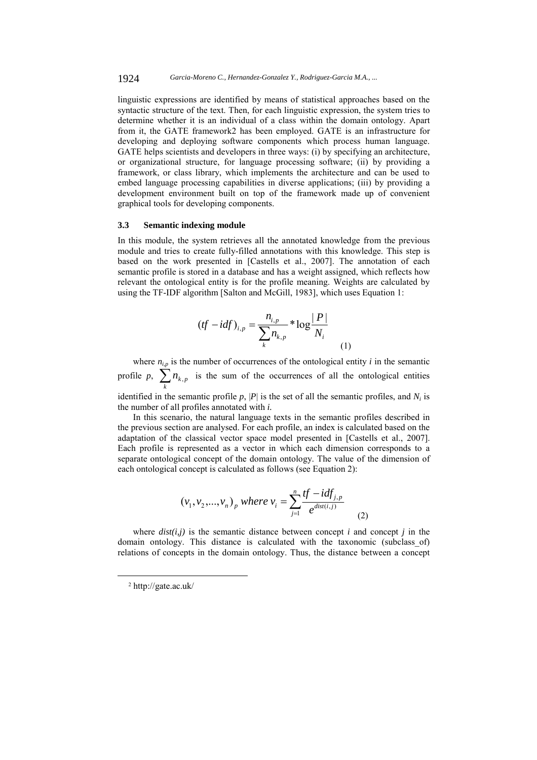linguistic expressions are identified by means of statistical approaches based on the syntactic structure of the text. Then, for each linguistic expression, the system tries to determine whether it is an individual of a class within the domain ontology. Apart from it, the GATE framework2 has been employed. GATE is an infrastructure for developing and deploying software components which process human language. GATE helps scientists and developers in three ways: (i) by specifying an architecture, or organizational structure, for language processing software; (ii) by providing a framework, or class library, which implements the architecture and can be used to embed language processing capabilities in diverse applications; (iii) by providing a development environment built on top of the framework made up of convenient graphical tools for developing components.

### 3.3 Semantic indexing module

In this module, the system retrieves all the annotated knowledge from the previous module and tries to create fully-filled annotations with this knowledge. This step is based on the work presented in [Castells et al., 2007]. The annotation of each semantic profile is stored in a database and has a weight assigned, which reflects how relevant the ontological entity is for the profile meaning. Weights are calculated by using the TF-IDF algorithm [Salton and McGill, 1983], which uses Equation 1:

$$(tf-idf)_{i,p} = \frac{n_{i,p}}{\sum_k n_{k,p}} * \log \frac{|P|}{N_i} \tag{1}$$

where $n_{i,p}$ is the number of occurrences of the ontological entity $i$ in the semantic profile $p$, $\sum_k n_{k,p}$ is the sum of the occurrences of all the ontological entities identified in the semantic profile $p$, $|P|$ is the set of all the semantic profiles, and $N_i$ is the number of all profiles annotated with $i$.

In this scenario, the natural language texts in the semantic profiles described in the previous section are analysed. For each profile, an index is calculated based on the adaptation of the classical vector space model presented in [Castells et al., 2007]. Each profile is represented as a vector in which each dimension corresponds to a separate ontological concept of the domain ontology. The value of the dimension of each ontological concept is calculated as follows (see Equation 2):

$$(v_1, v_2, ..., v_n)_p \text{ where } v_i = \sum_{j=1}^{n} \frac{tf-idf_{j,p}}{e^{dist(i,j)}} \tag{2}$$

where $dist(i,j)$ is the semantic distance between concept $i$ and concept $j$ in the domain ontology. This distance is calculated with the taxonomic (subclass_of) relations of concepts in the domain ontology. Thus, the distance between a concept

[2] http://gate.ac.uk/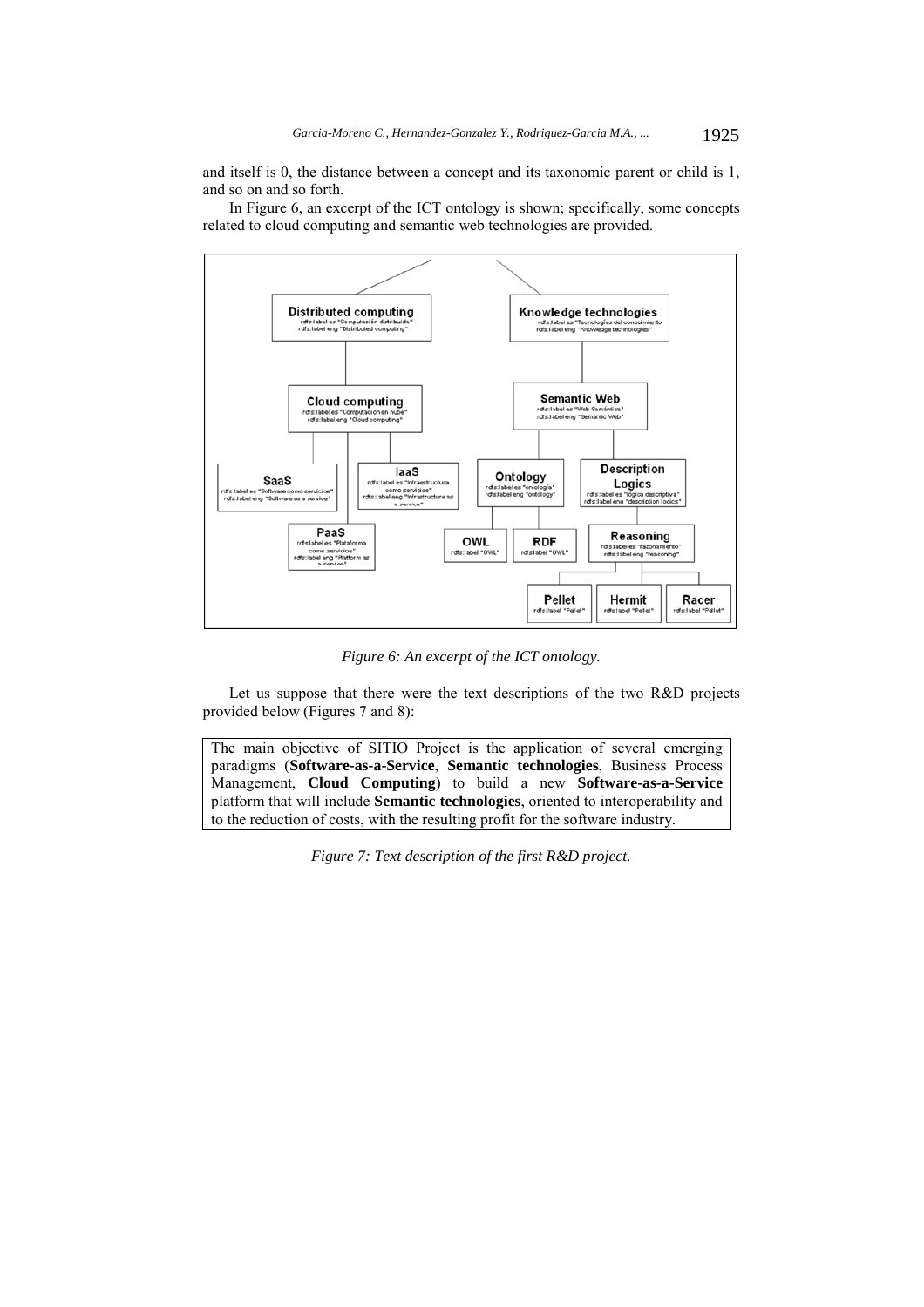and itself is 0, the distance between a concept and its taxonomic parent or child is 1, and so on and so forth.

In Figure 6, an excerpt of the ICT ontology is shown; specifically, some concepts related to cloud computing and semantic web technologies are provided.

*Figure 6: An excerpt of the ICT ontology.*

Let us suppose that there were the text descriptions of the two R&D projects provided below (Figures 7 and 8):

> The main objective of SITIO Project is the application of several emerging paradigms (**Software-as-a-Service**, **Semantic technologies**, Business Process Management, **Cloud Computing**) to build a new **Software-as-a-Service** platform that will include **Semantic technologies**, oriented to interoperability and to the reduction of costs, with the resulting profit for the software industry.

*Figure 7: Text description of the first R&D project.*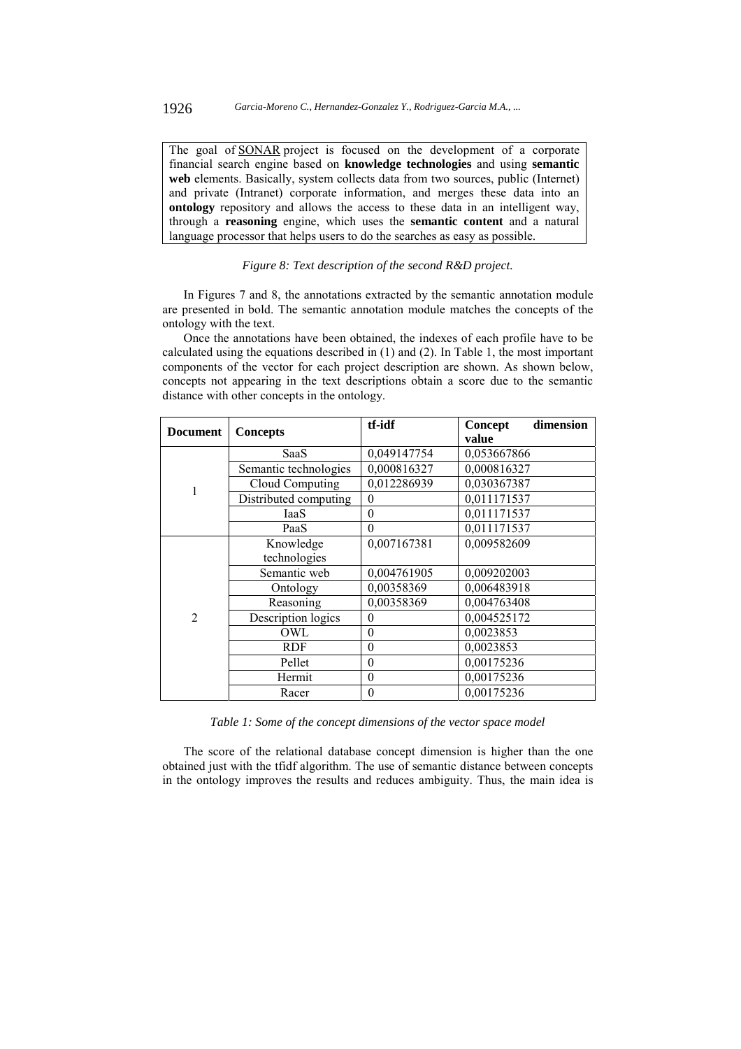The goal of SONAR project is focused on the development of a corporate financial search engine based on **knowledge technologies** and using **semantic web** elements. Basically, system collects data from two sources, public (Internet) and private (Intranet) corporate information, and merges these data into an **ontology** repository and allows the access to these data in an intelligent way, through a **reasoning** engine, which uses the **semantic content** and a natural language processor that helps users to do the searches as easy as possible.

*Figure 8: Text description of the second R&D project.*

In Figures 7 and 8, the annotations extracted by the semantic annotation module are presented in bold. The semantic annotation module matches the concepts of the ontology with the text.

Once the annotations have been obtained, the indexes of each profile have to be calculated using the equations described in (1) and (2). In Table 1, the most important components of the vector for each project description are shown. As shown below, concepts not appearing in the text descriptions obtain a score due to the semantic distance with other concepts in the ontology.

| Document | Concepts | tf-idf | Concept dimension value |
|---|---|---|---|
| 1 | SaaS | 0,049147754 | 0,053667866 |
| | Semantic technologies | 0,000816327 | 0,000816327 |
| | Cloud Computing | 0,012286939 | 0,030367387 |
| | Distributed computing | 0 | 0,011171537 |
| | IaaS | 0 | 0,011171537 |
| | PaaS | 0 | 0,011171537 |
| 2 | Knowledge technologies | 0,007167381 | 0,009582609 |
| | Semantic web | 0,004761905 | 0,009202003 |
| | Ontology | 0,00358369 | 0,006483918 |
| | Reasoning | 0,00358369 | 0,004763408 |
| | Description logics | 0 | 0,004525172 |
| | OWL | 0 | 0,0023853 |
| | RDF | 0 | 0,0023853 |
| | Pellet | 0 | 0,00175236 |
| | Hermit | 0 | 0,00175236 |
| | Racer | 0 | 0,00175236 |

*Table 1: Some of the concept dimensions of the vector space model*

The score of the relational database concept dimension is higher than the one obtained just with the tfidf algorithm. The use of semantic distance between concepts in the ontology improves the results and reduces ambiguity. Thus, the main idea is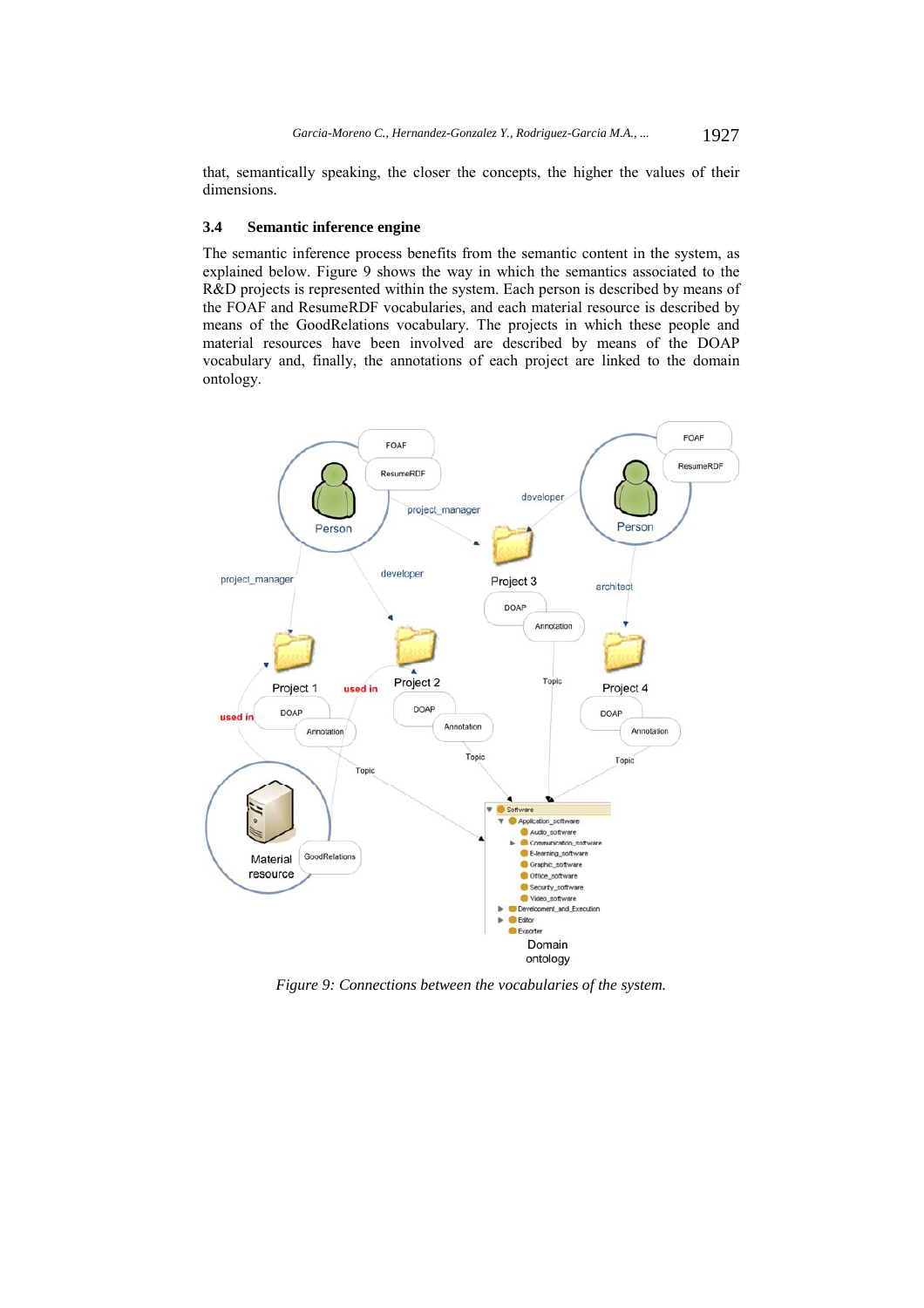that, semantically speaking, the closer the concepts, the higher the values of their dimensions.

### 3.4 Semantic inference engine

The semantic inference process benefits from the semantic content in the system, as explained below. Figure 9 shows the way in which the semantics associated to the R&D projects is represented within the system. Each person is described by means of the FOAF and ResumeRDF vocabularies, and each material resource is described by means of the GoodRelations vocabulary. The projects in which these people and material resources have been involved are described by means of the DOAP vocabulary and, finally, the annotations of each project are linked to the domain ontology.

*Figure 9: Connections between the vocabularies of the system.*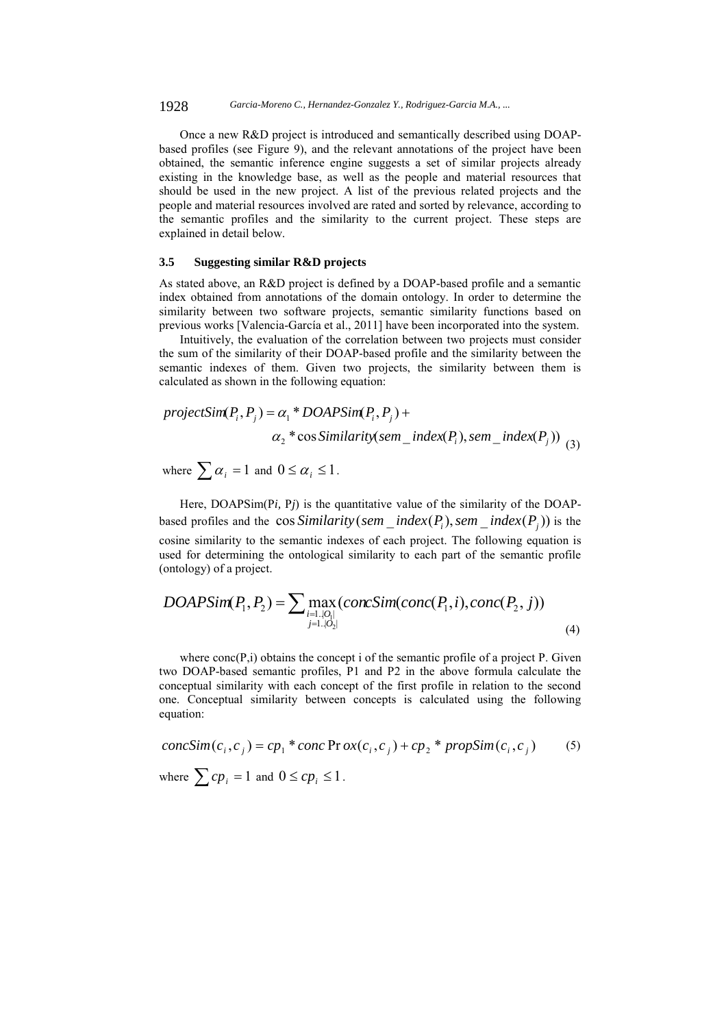Once a new R&D project is introduced and semantically described using DOAP-based profiles (see Figure 9), and the relevant annotations of the project have been obtained, the semantic inference engine suggests a set of similar projects already existing in the knowledge base, as well as the people and material resources that should be used in the new project. A list of the previous related projects and the people and material resources involved are rated and sorted by relevance, according to the semantic profiles and the similarity to the current project. These steps are explained in detail below.

### 3.5 Suggesting similar R&D projects

As stated above, an R&D project is defined by a DOAP-based profile and a semantic index obtained from annotations of the domain ontology. In order to determine the similarity between two software projects, semantic similarity functions based on previous works [Valencia-García et al., 2011] have been incorporated into the system.

Intuitively, the evaluation of the correlation between two projects must consider the sum of the similarity of their DOAP-based profile and the similarity between the semantic indexes of them. Given two projects, the similarity between them is calculated as shown in the following equation:

$$projectSim(P_i, P_j) = \alpha_1 * DOAPSim(P_i, P_j) + \alpha_2 * \cos Similarity(sem\_index(P_i), sem\_index(P_j)) \quad (3)$$

where $\sum \alpha_i = 1$ and $0 \leq \alpha_i \leq 1$.

Here, DOAPSim(P*i*, P*j*) is the quantitative value of the similarity of the DOAP-based profiles and the $\cos Similarity(sem\_index(P_i), sem\_index(P_j))$ is the cosine similarity to the semantic indexes of each project. The following equation is used for determining the ontological similarity to each part of the semantic profile (ontology) of a project.

$$DOAPSim(P_1, P_2) = \sum \max_{\substack{i=1..|O_1| \\ j=1..|O_2|}} (concSim(conc(P_1, i), conc(P_2, j)) \quad (4)$$

where conc(P,i) obtains the concept i of the semantic profile of a project P. Given two DOAP-based semantic profiles, P1 and P2 in the above formula calculate the conceptual similarity with each concept of the first profile in relation to the second one. Conceptual similarity between concepts is calculated using the following equation:

$$concSim(c_i, c_j) = cp_1 * concProx(c_i, c_j) + cp_2 * propSim(c_i, c_j) \quad (5)$$

where $\sum cp_i = 1$ and $0 \leq cp_i \leq 1$.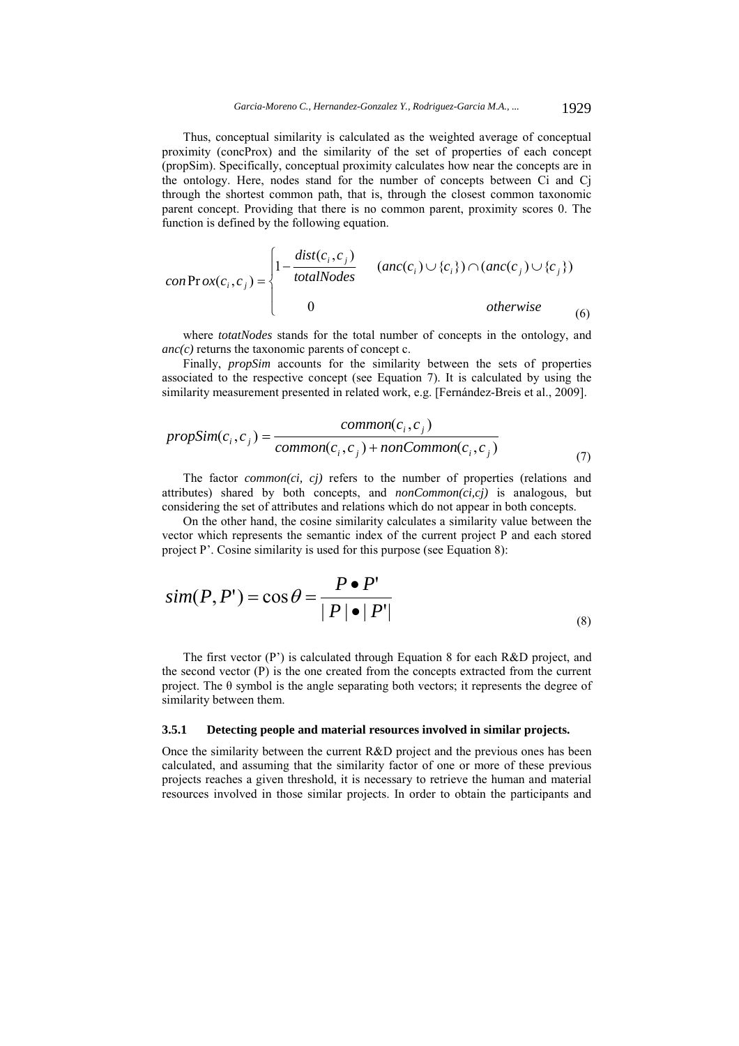Thus, conceptual similarity is calculated as the weighted average of conceptual proximity (concProx) and the similarity of the set of properties of each concept (propSim). Specifically, conceptual proximity calculates how near the concepts are in the ontology. Here, nodes stand for the number of concepts between Ci and Cj through the shortest common path, that is, through the closest common taxonomic parent concept. Providing that there is no common parent, proximity scores 0. The function is defined by the following equation.

$$conProx(c_i, c_j) = \begin{cases} 1 - \dfrac{dist(c_i, c_j)}{totalNodes} & (anc(c_i) \cup \{c_i\}) \cap (anc(c_j) \cup \{c_j\}) \\ 0 & otherwise \end{cases} \tag{6}$$

where *totatNodes* stands for the total number of concepts in the ontology, and *anc(c)* returns the taxonomic parents of concept c.

Finally, *propSim* accounts for the similarity between the sets of properties associated to the respective concept (see Equation 7). It is calculated by using the similarity measurement presented in related work, e.g. [Fernández-Breis et al., 2009].

$$propSim(c_i, c_j) = \frac{common(c_i, c_j)}{common(c_i, c_j) + nonCommon(c_i, c_j)} \tag{7}$$

The factor *common(ci, cj)* refers to the number of properties (relations and attributes) shared by both concepts, and *nonCommon(ci,cj)* is analogous, but considering the set of attributes and relations which do not appear in both concepts.

On the other hand, the cosine similarity calculates a similarity value between the vector which represents the semantic index of the current project P and each stored project P'. Cosine similarity is used for this purpose (see Equation 8):

$$sim(P, P') = \cos\theta = \frac{P \bullet P'}{|P| \bullet |P'|} \tag{8}$$

The first vector (P') is calculated through Equation 8 for each R&D project, and the second vector (P) is the one created from the concepts extracted from the current project. The θ symbol is the angle separating both vectors; it represents the degree of similarity between them.

#### 3.5.1 Detecting people and material resources involved in similar projects.

Once the similarity between the current R&D project and the previous ones has been calculated, and assuming that the similarity factor of one or more of these previous projects reaches a given threshold, it is necessary to retrieve the human and material resources involved in those similar projects. In order to obtain the participants and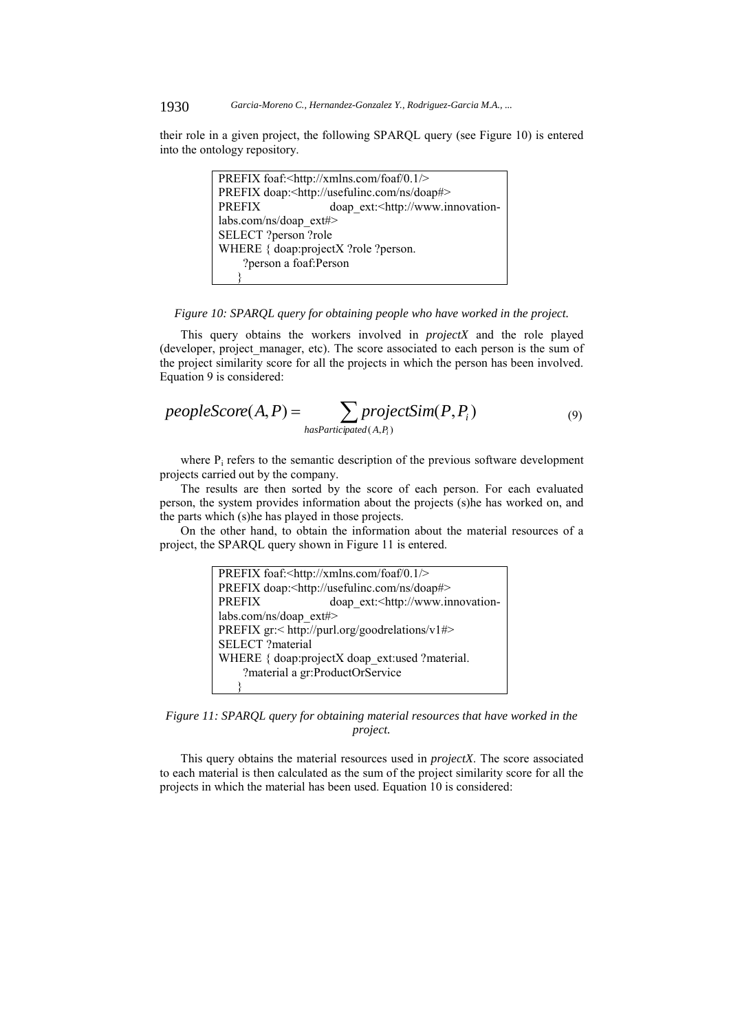their role in a given project, the following SPARQL query (see Figure 10) is entered into the ontology repository.

```
PREFIX foaf:<http://xmlns.com/foaf/0.1/>
PREFIX doap:<http://usefulinc.com/ns/doap#>
PREFIX doap_ext:<http://www.innovation-labs.com/ns/doap_ext#>
SELECT ?person ?role
WHERE { doap:projectX ?role ?person.
    ?person a foaf:Person
    }
```

*Figure 10: SPARQL query for obtaining people who have worked in the project.*

This query obtains the workers involved in *projectX* and the role played (developer, project_manager, etc). The score associated to each person is the sum of the project similarity score for all the projects in which the person has been involved. Equation 9 is considered:

$$peopleScore(A,P) = \sum_{hasParticipated(A,P_i)} projectSim(P,P_i) \tag{9}$$

where $P_i$ refers to the semantic description of the previous software development projects carried out by the company.

The results are then sorted by the score of each person. For each evaluated person, the system provides information about the projects (s)he has worked on, and the parts which (s)he has played in those projects.

On the other hand, to obtain the information about the material resources of a project, the SPARQL query shown in Figure 11 is entered.

```
PREFIX foaf:<http://xmlns.com/foaf/0.1/>
PREFIX doap:<http://usefulinc.com/ns/doap#>
PREFIX doap_ext:<http://www.innovation-labs.com/ns/doap_ext#>
PREFIX gr:< http://purl.org/goodrelations/v1#>
SELECT ?material
WHERE { doap:projectX doap_ext:used ?material.
    ?material a gr:ProductOrService
    }
```

*Figure 11: SPARQL query for obtaining material resources that have worked in the project.*

This query obtains the material resources used in *projectX*. The score associated to each material is then calculated as the sum of the project similarity score for all the projects in which the material has been used. Equation 10 is considered: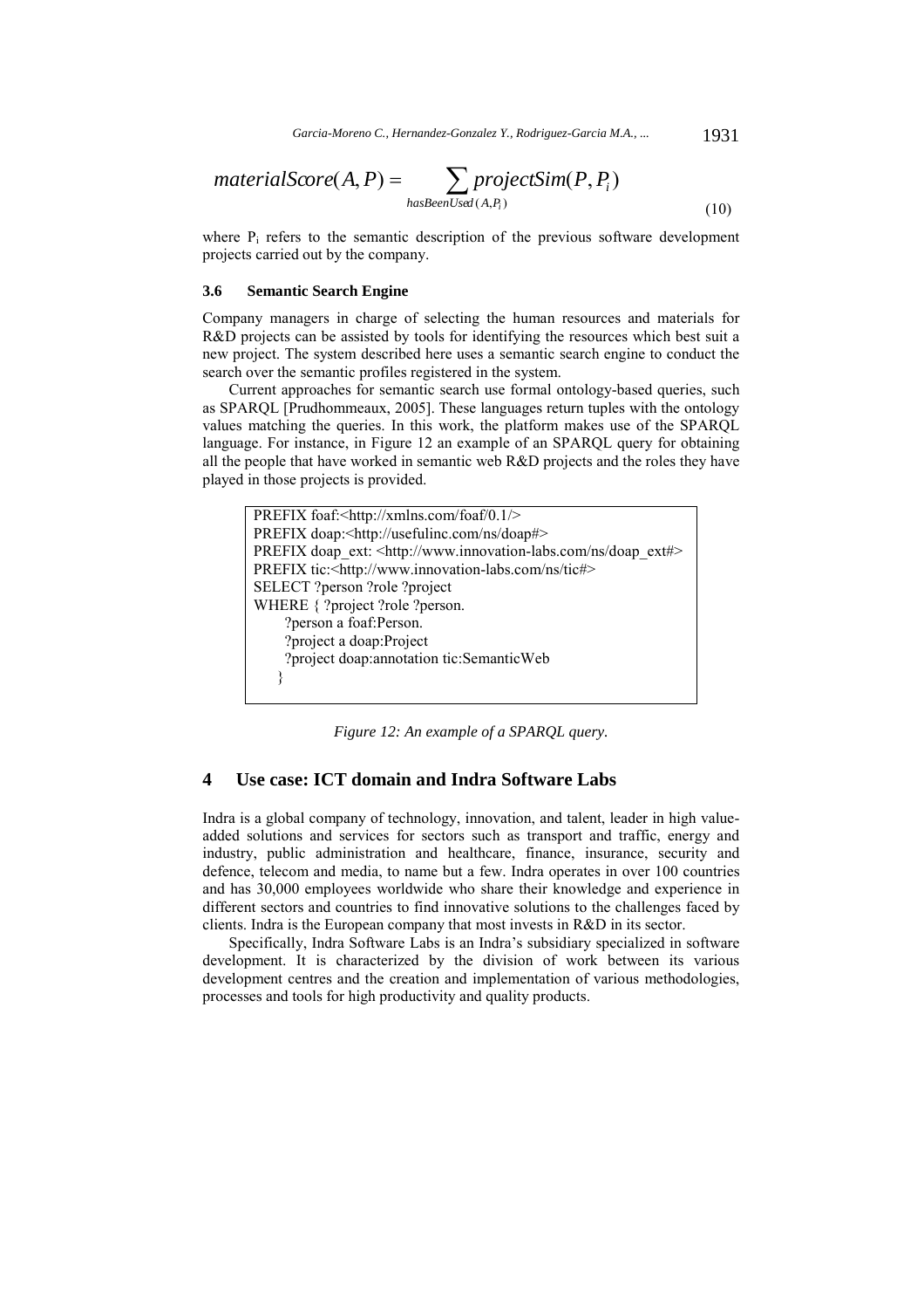$$materialScore(A,P) = \sum_{hasBeenUsed(A,P_i)} projectSim(P,P_i) \tag{10}$$

where $P_i$ refers to the semantic description of the previous software development projects carried out by the company.

### 3.6 Semantic Search Engine

Company managers in charge of selecting the human resources and materials for R&D projects can be assisted by tools for identifying the resources which best suit a new project. The system described here uses a semantic search engine to conduct the search over the semantic profiles registered in the system.

Current approaches for semantic search use formal ontology-based queries, such as SPARQL [Prudhommeaux, 2005]. These languages return tuples with the ontology values matching the queries. In this work, the platform makes use of the SPARQL language. For instance, in Figure 12 an example of an SPARQL query for obtaining all the people that have worked in semantic web R&D projects and the roles they have played in those projects is provided.

```
PREFIX foaf:<http://xmlns.com/foaf/0.1/>
PREFIX doap:<http://usefulinc.com/ns/doap#>
PREFIX doap_ext: <http://www.innovation-labs.com/ns/doap_ext#>
PREFIX tic:<http://www.innovation-labs.com/ns/tic#>
SELECT ?person ?role ?project
WHERE { ?project ?role ?person.
    ?person a foaf:Person.
    ?project a doap:Project
    ?project doap:annotation tic:SemanticWeb
  }
```

*Figure 12: An example of a SPARQL query.*

## 4 Use case: ICT domain and Indra Software Labs

Indra is a global company of technology, innovation, and talent, leader in high value-added solutions and services for sectors such as transport and traffic, energy and industry, public administration and healthcare, finance, insurance, security and defence, telecom and media, to name but a few. Indra operates in over 100 countries and has 30,000 employees worldwide who share their knowledge and experience in different sectors and countries to find innovative solutions to the challenges faced by clients. Indra is the European company that most invests in R&D in its sector.

Specifically, Indra Software Labs is an Indra's subsidiary specialized in software development. It is characterized by the division of work between its various development centres and the creation and implementation of various methodologies, processes and tools for high productivity and quality products.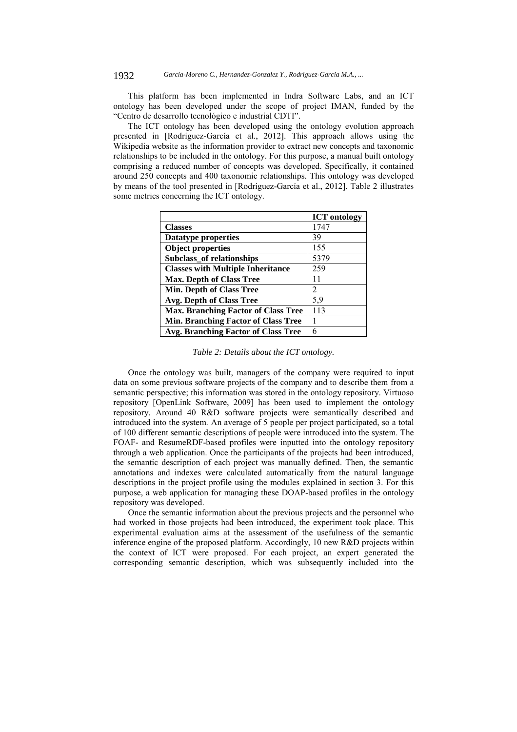This platform has been implemented in Indra Software Labs, and an ICT ontology has been developed under the scope of project IMAN, funded by the "Centro de desarrollo tecnológico e industrial CDTI".

The ICT ontology has been developed using the ontology evolution approach presented in [Rodríguez-García et al., 2012]. This approach allows using the Wikipedia website as the information provider to extract new concepts and taxonomic relationships to be included in the ontology. For this purpose, a manual built ontology comprising a reduced number of concepts was developed. Specifically, it contained around 250 concepts and 400 taxonomic relationships. This ontology was developed by means of the tool presented in [Rodríguez-García et al., 2012]. Table 2 illustrates some metrics concerning the ICT ontology.

| | **ICT ontology** |
|---|---|
| **Classes** | 1747 |
| **Datatype properties** | 39 |
| **Object properties** | 155 |
| **Subclass_of relationships** | 5379 |
| **Classes with Multiple Inheritance** | 259 |
| **Max. Depth of Class Tree** | 11 |
| **Min. Depth of Class Tree** | 2 |
| **Avg. Depth of Class Tree** | 5,9 |
| **Max. Branching Factor of Class Tree** | 113 |
| **Min. Branching Factor of Class Tree** | 1 |
| **Avg. Branching Factor of Class Tree** | 6 |

*Table 2: Details about the ICT ontology.*

Once the ontology was built, managers of the company were required to input data on some previous software projects of the company and to describe them from a semantic perspective; this information was stored in the ontology repository. Virtuoso repository [OpenLink Software, 2009] has been used to implement the ontology repository. Around 40 R&D software projects were semantically described and introduced into the system. An average of 5 people per project participated, so a total of 100 different semantic descriptions of people were introduced into the system. The FOAF- and ResumeRDF-based profiles were inputted into the ontology repository through a web application. Once the participants of the projects had been introduced, the semantic description of each project was manually defined. Then, the semantic annotations and indexes were calculated automatically from the natural language descriptions in the project profile using the modules explained in section 3. For this purpose, a web application for managing these DOAP-based profiles in the ontology repository was developed.

Once the semantic information about the previous projects and the personnel who had worked in those projects had been introduced, the experiment took place. This experimental evaluation aims at the assessment of the usefulness of the semantic inference engine of the proposed platform. Accordingly, 10 new R&D projects within the context of ICT were proposed. For each project, an expert generated the corresponding semantic description, which was subsequently included into the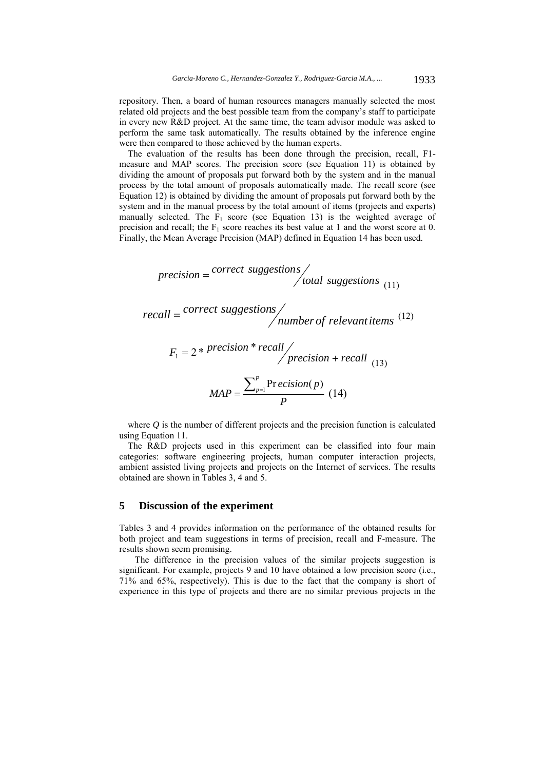repository. Then, a board of human resources managers manually selected the most related old projects and the best possible team from the company's staff to participate in every new R&D project. At the same time, the team advisor module was asked to perform the same task automatically. The results obtained by the inference engine were then compared to those achieved by the human experts.

The evaluation of the results has been done through the precision, recall, F1-measure and MAP scores. The precision score (see Equation 11) is obtained by dividing the amount of proposals put forward both by the system and in the manual process by the total amount of proposals automatically made. The recall score (see Equation 12) is obtained by dividing the amount of proposals put forward both by the system and in the manual process by the total amount of items (projects and experts) manually selected. The $F_1$ score (see Equation 13) is the weighted average of precision and recall; the $F_1$ score reaches its best value at 1 and the worst score at 0. Finally, the Mean Average Precision (MAP) defined in Equation 14 has been used.

$$precision = {correct\ suggestions}/{total\ suggestions} \quad (11)$$

$$recall = {correct\ suggestions}/{number\ of\ relevant\ items} \quad (12)$$

$$F_1 = 2 * {precision * recall}/{precision + recall} \quad (13)$$

$$MAP = \frac{\sum_{p=1}^{P} \Pr ecision(p)}{P} \quad (14)$$

where $Q$ is the number of different projects and the precision function is calculated using Equation 11.

The R&D projects used in this experiment can be classified into four main categories: software engineering projects, human computer interaction projects, ambient assisted living projects and projects on the Internet of services. The results obtained are shown in Tables 3, 4 and 5.

## 5 Discussion of the experiment

Tables 3 and 4 provides information on the performance of the obtained results for both project and team suggestions in terms of precision, recall and F-measure. The results shown seem promising.

The difference in the precision values of the similar projects suggestion is significant. For example, projects 9 and 10 have obtained a low precision score (i.e., 71% and 65%, respectively). This is due to the fact that the company is short of experience in this type of projects and there are no similar previous projects in the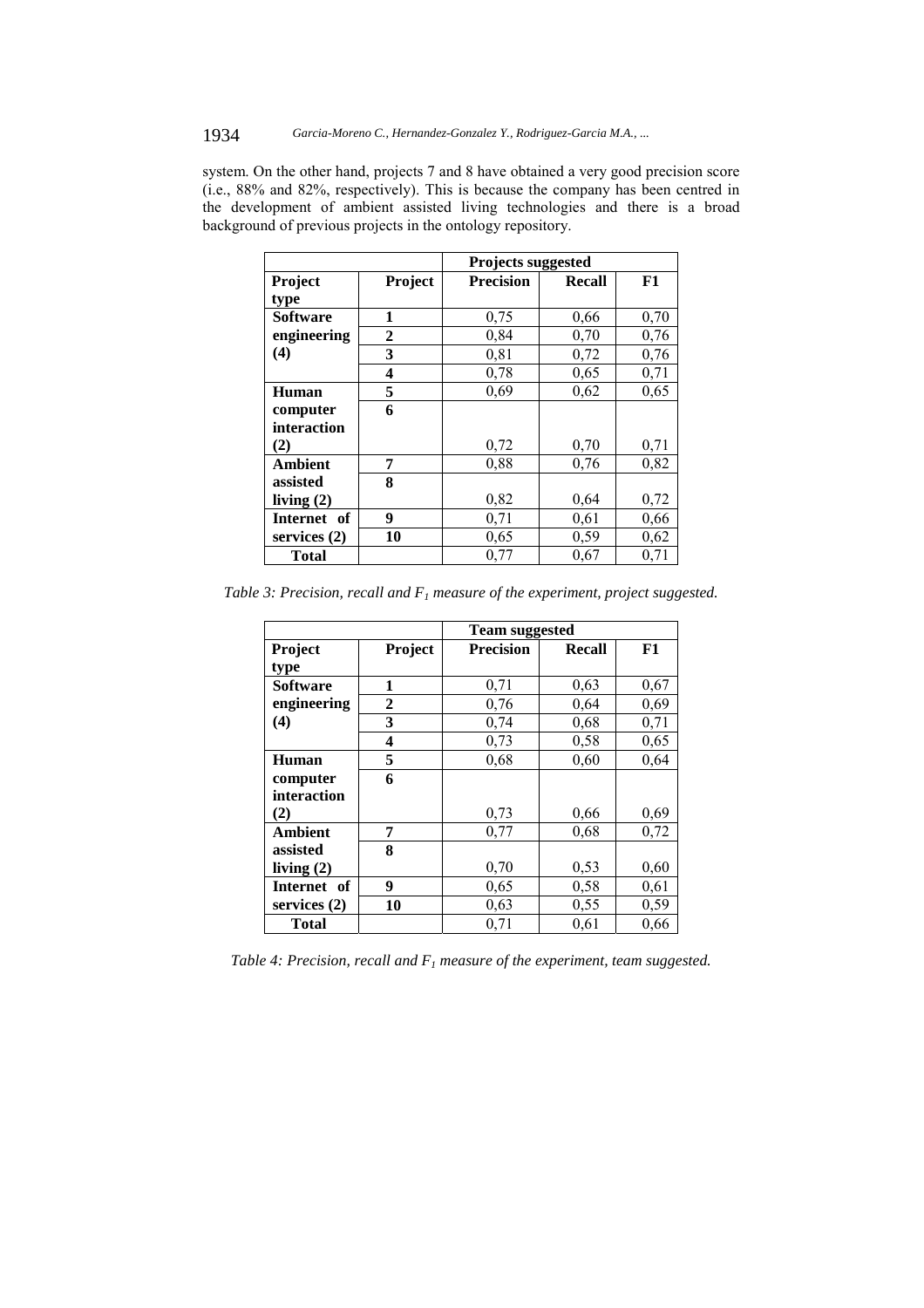system. On the other hand, projects 7 and 8 have obtained a very good precision score (i.e., 88% and 82%, respectively). This is because the company has been centred in the development of ambient assisted living technologies and there is a broad background of previous projects in the ontology repository.

| | | Projects suggested | | |
|---|---|---|---|---|
| **Project type** | **Project** | **Precision** | **Recall** | **F1** |
| **Software engineering (4)** | **1** | 0,75 | 0,66 | 0,70 |
| | **2** | 0,84 | 0,70 | 0,76 |
| | **3** | 0,81 | 0,72 | 0,76 |
| | **4** | 0,78 | 0,65 | 0,71 |
| **Human computer interaction (2)** | **5** | 0,69 | 0,62 | 0,65 |
| | **6** | 0,72 | 0,70 | 0,71 |
| **Ambient assisted living (2)** | **7** | 0,88 | 0,76 | 0,82 |
| | **8** | 0,82 | 0,64 | 0,72 |
| **Internet of services (2)** | **9** | 0,71 | 0,61 | 0,66 |
| | **10** | 0,65 | 0,59 | 0,62 |
| **Total** | | 0,77 | 0,67 | 0,71 |

*Table 3: Precision, recall and $F_1$ measure of the experiment, project suggested.*

| | | Team suggested | | |
|---|---|---|---|---|
| **Project type** | **Project** | **Precision** | **Recall** | **F1** |
| **Software engineering (4)** | **1** | 0,71 | 0,63 | 0,67 |
| | **2** | 0,76 | 0,64 | 0,69 |
| | **3** | 0,74 | 0,68 | 0,71 |
| | **4** | 0,73 | 0,58 | 0,65 |
| **Human computer interaction (2)** | **5** | 0,68 | 0,60 | 0,64 |
| | **6** | 0,73 | 0,66 | 0,69 |
| **Ambient assisted living (2)** | **7** | 0,77 | 0,68 | 0,72 |
| | **8** | 0,70 | 0,53 | 0,60 |
| **Internet of services (2)** | **9** | 0,65 | 0,58 | 0,61 |
| | **10** | 0,63 | 0,55 | 0,59 |
| **Total** | | 0,71 | 0,61 | 0,66 |

*Table 4: Precision, recall and $F_1$ measure of the experiment, team suggested.*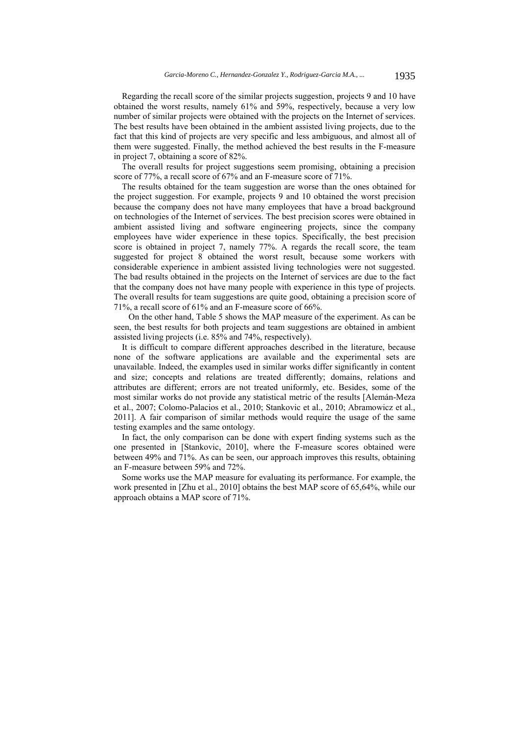Regarding the recall score of the similar projects suggestion, projects 9 and 10 have obtained the worst results, namely 61% and 59%, respectively, because a very low number of similar projects were obtained with the projects on the Internet of services. The best results have been obtained in the ambient assisted living projects, due to the fact that this kind of projects are very specific and less ambiguous, and almost all of them were suggested. Finally, the method achieved the best results in the F-measure in project 7, obtaining a score of 82%.

The overall results for project suggestions seem promising, obtaining a precision score of 77%, a recall score of 67% and an F-measure score of 71%.

The results obtained for the team suggestion are worse than the ones obtained for the project suggestion. For example, projects 9 and 10 obtained the worst precision because the company does not have many employees that have a broad background on technologies of the Internet of services. The best precision scores were obtained in ambient assisted living and software engineering projects, since the company employees have wider experience in these topics. Specifically, the best precision score is obtained in project 7, namely 77%. A regards the recall score, the team suggested for project 8 obtained the worst result, because some workers with considerable experience in ambient assisted living technologies were not suggested. The bad results obtained in the projects on the Internet of services are due to the fact that the company does not have many people with experience in this type of projects. The overall results for team suggestions are quite good, obtaining a precision score of 71%, a recall score of 61% and an F-measure score of 66%.

On the other hand, Table 5 shows the MAP measure of the experiment. As can be seen, the best results for both projects and team suggestions are obtained in ambient assisted living projects (i.e. 85% and 74%, respectively).

It is difficult to compare different approaches described in the literature, because none of the software applications are available and the experimental sets are unavailable. Indeed, the examples used in similar works differ significantly in content and size; concepts and relations are treated differently; domains, relations and attributes are different; errors are not treated uniformly, etc. Besides, some of the most similar works do not provide any statistical metric of the results [Alemán-Meza et al., 2007; Colomo-Palacios et al., 2010; Stankovic et al., 2010; Abramowicz et al., 2011]. A fair comparison of similar methods would require the usage of the same testing examples and the same ontology.

In fact, the only comparison can be done with expert finding systems such as the one presented in [Stankovic, 2010], where the F-measure scores obtained were between 49% and 71%. As can be seen, our approach improves this results, obtaining an F-measure between 59% and 72%.

Some works use the MAP measure for evaluating its performance. For example, the work presented in [Zhu et al., 2010] obtains the best MAP score of 65,64%, while our approach obtains a MAP score of 71%.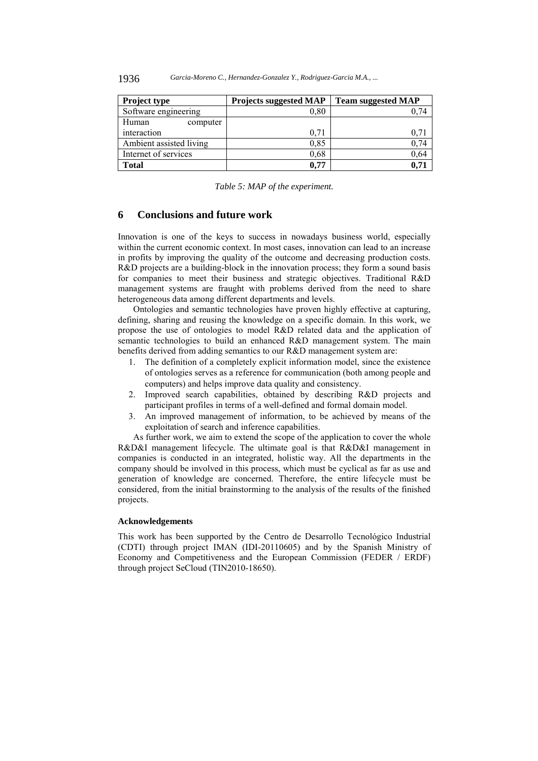| Project type | Projects suggested MAP | Team suggested MAP |
| --- | --- | --- |
| Software engineering | 0,80 | 0,74 |
| Human computer interaction | 0,71 | 0,71 |
| Ambient assisted living | 0,85 | 0,74 |
| Internet of services | 0,68 | 0,64 |
| **Total** | **0,77** | **0,71** |

*Table 5: MAP of the experiment.*

## 6 Conclusions and future work

Innovation is one of the keys to success in nowadays business world, especially within the current economic context. In most cases, innovation can lead to an increase in profits by improving the quality of the outcome and decreasing production costs. R&D projects are a building-block in the innovation process; they form a sound basis for companies to meet their business and strategic objectives. Traditional R&D management systems are fraught with problems derived from the need to share heterogeneous data among different departments and levels.

Ontologies and semantic technologies have proven highly effective at capturing, defining, sharing and reusing the knowledge on a specific domain. In this work, we propose the use of ontologies to model R&D related data and the application of semantic technologies to build an enhanced R&D management system. The main benefits derived from adding semantics to our R&D management system are:

1. The definition of a completely explicit information model, since the existence of ontologies serves as a reference for communication (both among people and computers) and helps improve data quality and consistency.
2. Improved search capabilities, obtained by describing R&D projects and participant profiles in terms of a well-defined and formal domain model.
3. An improved management of information, to be achieved by means of the exploitation of search and inference capabilities.

As further work, we aim to extend the scope of the application to cover the whole R&D&I management lifecycle. The ultimate goal is that R&D&I management in companies is conducted in an integrated, holistic way. All the departments in the company should be involved in this process, which must be cyclical as far as use and generation of knowledge are concerned. Therefore, the entire lifecycle must be considered, from the initial brainstorming to the analysis of the results of the finished projects.

#### Acknowledgements

This work has been supported by the Centro de Desarrollo Tecnológico Industrial (CDTI) through project IMAN (IDI-20110605) and by the Spanish Ministry of Economy and Competitiveness and the European Commission (FEDER / ERDF) through project SeCloud (TIN2010-18650).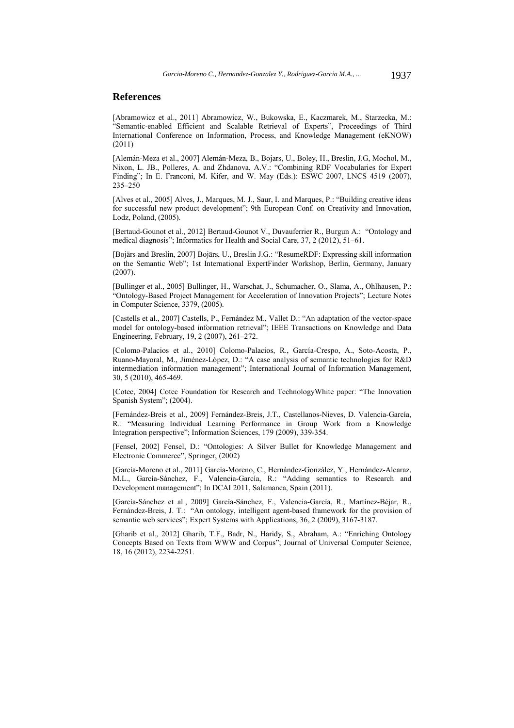## References

[Abramowicz et al., 2011] Abramowicz, W., Bukowska, E., Kaczmarek, M., Starzecka, M.: "Semantic-enabled Efficient and Scalable Retrieval of Experts", Proceedings of Third International Conference on Information, Process, and Knowledge Management (eKNOW) (2011)

[Alemán-Meza et al., 2007] Alemán-Meza, B., Bojars, U., Boley, H., Breslin, J.G, Mochol, M., Nixon, L. JB., Polleres, A. and Zhdanova, A.V.: "Combining RDF Vocabularies for Expert Finding"; In E. Franconi, M. Kifer, and W. May (Eds.): ESWC 2007, LNCS 4519 (2007), 235–250

[Alves et al., 2005] Alves, J., Marques, M. J., Saur, I. and Marques, P.: "Building creative ideas for successful new product development"; 9th European Conf. on Creativity and Innovation, Lodz, Poland, (2005).

[Bertaud-Gounot et al., 2012] Bertaud-Gounot V., Duvauferrier R., Burgun A.: "Ontology and medical diagnosis"; Informatics for Health and Social Care, 37, 2 (2012), 51–61.

[Bojārs and Breslin, 2007] Bojārs, U., Breslin J.G.: "ResumeRDF: Expressing skill information on the Semantic Web"; 1st International ExpertFinder Workshop, Berlin, Germany, January (2007).

[Bullinger et al., 2005] Bullinger, H., Warschat, J., Schumacher, O., Slama, A., Ohlhausen, P.: "Ontology-Based Project Management for Acceleration of Innovation Projects"; Lecture Notes in Computer Science, 3379, (2005).

[Castells et al., 2007] Castells, P., Fernández M., Vallet D.: "An adaptation of the vector-space model for ontology-based information retrieval"; IEEE Transactions on Knowledge and Data Engineering, February, 19, 2 (2007), 261–272.

[Colomo-Palacios et al., 2010] Colomo-Palacios, R., García-Crespo, A., Soto-Acosta, P., Ruano-Mayoral, M., Jiménez-López, D.: "A case analysis of semantic technologies for R&D intermediation information management"; International Journal of Information Management, 30, 5 (2010), 465-469.

[Cotec, 2004] Cotec Foundation for Research and TechnologyWhite paper: "The Innovation Spanish System"; (2004).

[Fernández-Breis et al., 2009] Fernández-Breis, J.T., Castellanos-Nieves, D. Valencia-García, R.: "Measuring Individual Learning Performance in Group Work from a Knowledge Integration perspective"; Information Sciences, 179 (2009), 339-354.

[Fensel, 2002] Fensel, D.: "Ontologies: A Silver Bullet for Knowledge Management and Electronic Commerce"; Springer, (2002)

[García-Moreno et al., 2011] García-Moreno, C., Hernández-González, Y., Hernández-Alcaraz, M.L., García-Sánchez, F., Valencia-García, R.: "Adding semantics to Research and Development management"; In DCAI 2011, Salamanca, Spain (2011).

[García-Sánchez et al., 2009] García-Sánchez, F., Valencia-García, R., Martínez-Béjar, R., Fernández-Breis, J. T.: "An ontology, intelligent agent-based framework for the provision of semantic web services"; Expert Systems with Applications, 36, 2 (2009), 3167-3187.

[Gharib et al., 2012] Gharib, T.F., Badr, N., Haridy, S., Abraham, A.: "Enriching Ontology Concepts Based on Texts from WWW and Corpus"; Journal of Universal Computer Science, 18, 16 (2012), 2234-2251.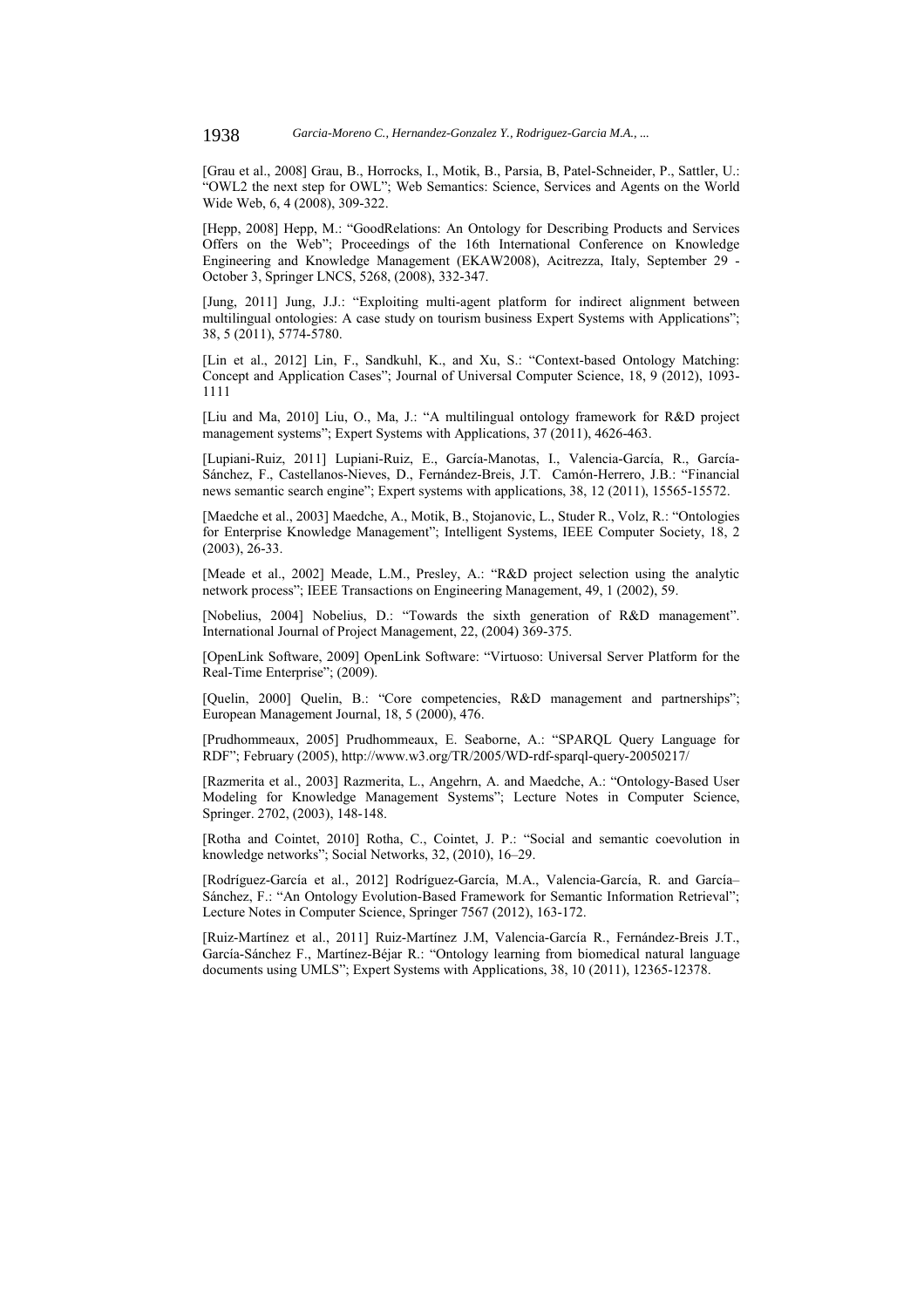[Grau et al., 2008] Grau, B., Horrocks, I., Motik, B., Parsia, B, Patel-Schneider, P., Sattler, U.: "OWL2 the next step for OWL"; Web Semantics: Science, Services and Agents on the World Wide Web, 6, 4 (2008), 309-322.

[Hepp, 2008] Hepp, M.: "GoodRelations: An Ontology for Describing Products and Services Offers on the Web"; Proceedings of the 16th International Conference on Knowledge Engineering and Knowledge Management (EKAW2008), Acitrezza, Italy, September 29 - October 3, Springer LNCS, 5268, (2008), 332-347.

[Jung, 2011] Jung, J.J.: "Exploiting multi-agent platform for indirect alignment between multilingual ontologies: A case study on tourism business Expert Systems with Applications"; 38, 5 (2011), 5774-5780.

[Lin et al., 2012] Lin, F., Sandkuhl, K., and Xu, S.: "Context-based Ontology Matching: Concept and Application Cases"; Journal of Universal Computer Science, 18, 9 (2012), 1093-1111

[Liu and Ma, 2010] Liu, O., Ma, J.: "A multilingual ontology framework for R&D project management systems"; Expert Systems with Applications, 37 (2011), 4626-463.

[Lupiani-Ruiz, 2011] Lupiani-Ruiz, E., García-Manotas, I., Valencia-García, R., García-Sánchez, F., Castellanos-Nieves, D., Fernández-Breis, J.T. Camón-Herrero, J.B.: "Financial news semantic search engine"; Expert systems with applications, 38, 12 (2011), 15565-15572.

[Maedche et al., 2003] Maedche, A., Motik, B., Stojanovic, L., Studer R., Volz, R.: "Ontologies for Enterprise Knowledge Management"; Intelligent Systems, IEEE Computer Society, 18, 2 (2003), 26-33.

[Meade et al., 2002] Meade, L.M., Presley, A.: "R&D project selection using the analytic network process"; IEEE Transactions on Engineering Management, 49, 1 (2002), 59.

[Nobelius, 2004] Nobelius, D.: "Towards the sixth generation of R&D management". International Journal of Project Management, 22, (2004) 369-375.

[OpenLink Software, 2009] OpenLink Software: "Virtuoso: Universal Server Platform for the Real-Time Enterprise"; (2009).

[Quelin, 2000] Quelin, B.: "Core competencies, R&D management and partnerships"; European Management Journal, 18, 5 (2000), 476.

[Prudhommeaux, 2005] Prudhommeaux, E. Seaborne, A.: "SPARQL Query Language for RDF"; February (2005), http://www.w3.org/TR/2005/WD-rdf-sparql-query-20050217/

[Razmerita et al., 2003] Razmerita, L., Angehrn, A. and Maedche, A.: "Ontology-Based User Modeling for Knowledge Management Systems"; Lecture Notes in Computer Science, Springer. 2702, (2003), 148-148.

[Rotha and Cointet, 2010] Rotha, C., Cointet, J. P.: "Social and semantic coevolution in knowledge networks"; Social Networks, 32, (2010), 16–29.

[Rodríguez-García et al., 2012] Rodríguez-García, M.A., Valencia-García, R. and García–Sánchez, F.: "An Ontology Evolution-Based Framework for Semantic Information Retrieval"; Lecture Notes in Computer Science, Springer 7567 (2012), 163-172.

[Ruiz-Martínez et al., 2011] Ruiz-Martínez J.M, Valencia-García R., Fernández-Breis J.T., García-Sánchez F., Martínez-Béjar R.: "Ontology learning from biomedical natural language documents using UMLS"; Expert Systems with Applications, 38, 10 (2011), 12365-12378.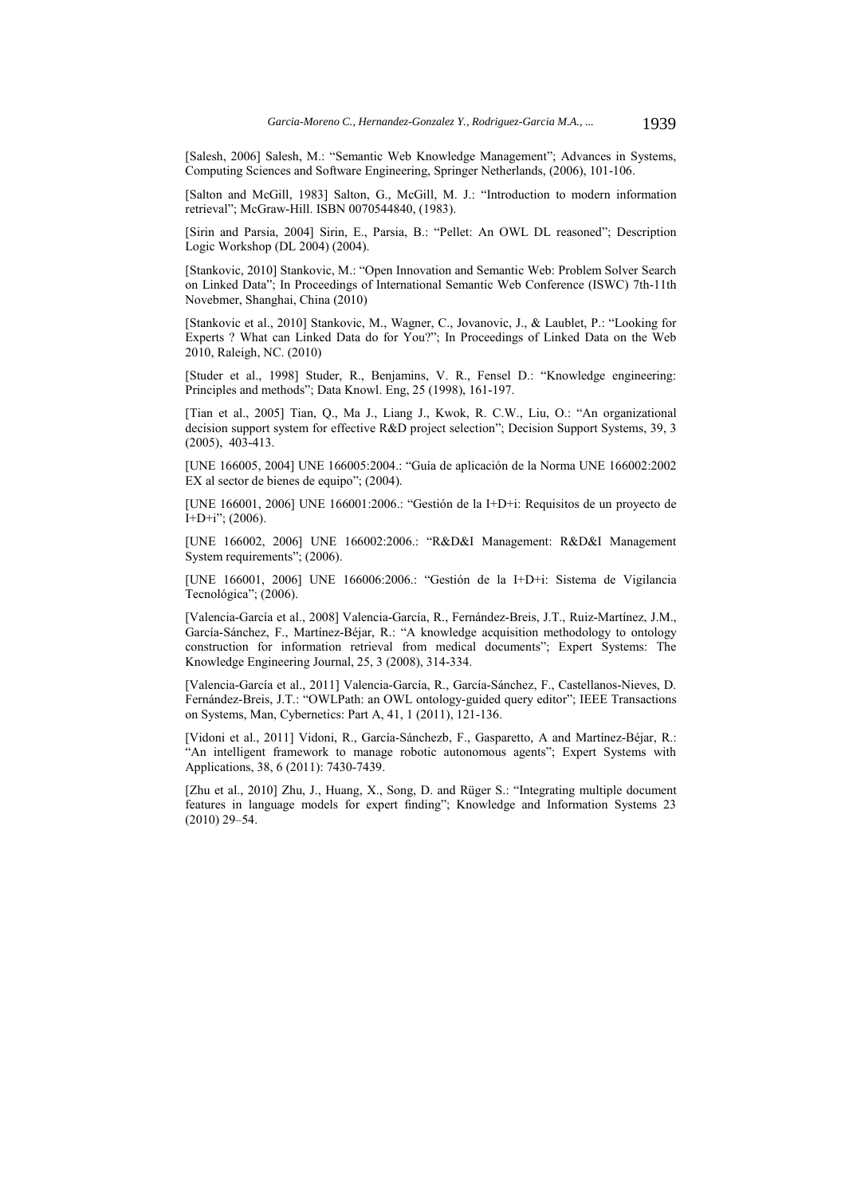[Salesh, 2006] Salesh, M.: "Semantic Web Knowledge Management"; Advances in Systems, Computing Sciences and Software Engineering, Springer Netherlands, (2006), 101-106.

[Salton and McGill, 1983] Salton, G., McGill, M. J.: "Introduction to modern information retrieval"; McGraw-Hill. ISBN 0070544840, (1983).

[Sirin and Parsia, 2004] Sirin, E., Parsia, B.: "Pellet: An OWL DL reasoned"; Description Logic Workshop (DL 2004) (2004).

[Stankovic, 2010] Stankovic, M.: "Open Innovation and Semantic Web: Problem Solver Search on Linked Data"; In Proceedings of International Semantic Web Conference (ISWC) 7th-11th Novebmer, Shanghai, China (2010)

[Stankovic et al., 2010] Stankovic, M., Wagner, C., Jovanovic, J., & Laublet, P.: "Looking for Experts ? What can Linked Data do for You?"; In Proceedings of Linked Data on the Web 2010, Raleigh, NC. (2010)

[Studer et al., 1998] Studer, R., Benjamins, V. R., Fensel D.: "Knowledge engineering: Principles and methods"; Data Knowl. Eng, 25 (1998), 161-197.

[Tian et al., 2005] Tian, Q., Ma J., Liang J., Kwok, R. C.W., Liu, O.: "An organizational decision support system for effective R&D project selection"; Decision Support Systems, 39, 3 (2005), 403-413.

[UNE 166005, 2004] UNE 166005:2004.: "Guía de aplicación de la Norma UNE 166002:2002 EX al sector de bienes de equipo"; (2004).

[UNE 166001, 2006] UNE 166001:2006.: "Gestión de la I+D+i: Requisitos de un proyecto de I+D+i"; (2006).

[UNE 166002, 2006] UNE 166002:2006.: "R&D&I Management: R&D&I Management System requirements"; (2006).

[UNE 166001, 2006] UNE 166006:2006.: "Gestión de la I+D+i: Sistema de Vigilancia Tecnológica"; (2006).

[Valencia-García et al., 2008] Valencia-García, R., Fernández-Breis, J.T., Ruiz-Martínez, J.M., García-Sánchez, F., Martínez-Béjar, R.: "A knowledge acquisition methodology to ontology construction for information retrieval from medical documents"; Expert Systems: The Knowledge Engineering Journal, 25, 3 (2008), 314-334.

[Valencia-García et al., 2011] Valencia-García, R., García-Sánchez, F., Castellanos-Nieves, D. Fernández-Breis, J.T.: "OWLPath: an OWL ontology-guided query editor"; IEEE Transactions on Systems, Man, Cybernetics: Part A, 41, 1 (2011), 121-136.

[Vidoni et al., 2011] Vidoni, R., García-Sánchezb, F., Gasparetto, A and Martínez-Béjar, R.: "An intelligent framework to manage robotic autonomous agents"; Expert Systems with Applications, 38, 6 (2011): 7430-7439.

[Zhu et al., 2010] Zhu, J., Huang, X., Song, D. and Rüger S.: "Integrating multiple document features in language models for expert finding"; Knowledge and Information Systems 23 (2010) 29–54.